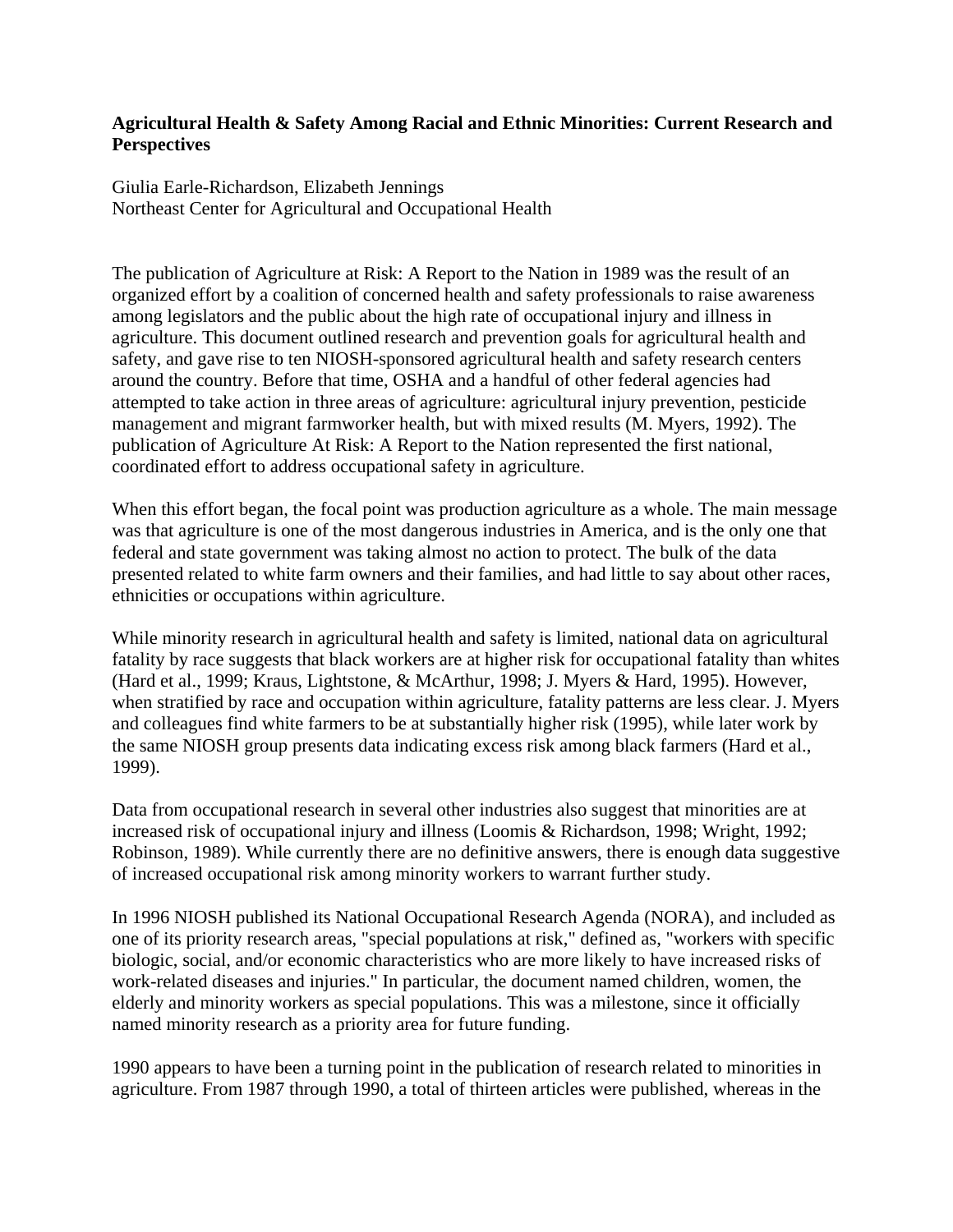**Agricultural Health & Safety Among Racial and Ethnic Minorities: Current Research and Perspectives**

Giulia Earle-Richardson, Elizabeth Jennings
Northeast Center for Agricultural and Occupational Health

The publication of Agriculture at Risk: A Report to the Nation in 1989 was the result of an organized effort by a coalition of concerned health and safety professionals to raise awareness among legislators and the public about the high rate of occupational injury and illness in agriculture. This document outlined research and prevention goals for agricultural health and safety, and gave rise to ten NIOSH-sponsored agricultural health and safety research centers around the country. Before that time, OSHA and a handful of other federal agencies had attempted to take action in three areas of agriculture: agricultural injury prevention, pesticide management and migrant farmworker health, but with mixed results (M. Myers, 1992). The publication of Agriculture At Risk: A Report to the Nation represented the first national, coordinated effort to address occupational safety in agriculture.

When this effort began, the focal point was production agriculture as a whole. The main message was that agriculture is one of the most dangerous industries in America, and is the only one that federal and state government was taking almost no action to protect. The bulk of the data presented related to white farm owners and their families, and had little to say about other races, ethnicities or occupations within agriculture.

While minority research in agricultural health and safety is limited, national data on agricultural fatality by race suggests that black workers are at higher risk for occupational fatality than whites (Hard et al., 1999; Kraus, Lightstone, & McArthur, 1998; J. Myers & Hard, 1995). However, when stratified by race and occupation within agriculture, fatality patterns are less clear. J. Myers and colleagues find white farmers to be at substantially higher risk (1995), while later work by the same NIOSH group presents data indicating excess risk among black farmers (Hard et al., 1999).

Data from occupational research in several other industries also suggest that minorities are at increased risk of occupational injury and illness (Loomis & Richardson, 1998; Wright, 1992; Robinson, 1989). While currently there are no definitive answers, there is enough data suggestive of increased occupational risk among minority workers to warrant further study.

In 1996 NIOSH published its National Occupational Research Agenda (NORA), and included as one of its priority research areas, "special populations at risk," defined as, "workers with specific biologic, social, and/or economic characteristics who are more likely to have increased risks of work-related diseases and injuries." In particular, the document named children, women, the elderly and minority workers as special populations. This was a milestone, since it officially named minority research as a priority area for future funding.

1990 appears to have been a turning point in the publication of research related to minorities in agriculture. From 1987 through 1990, a total of thirteen articles were published, whereas in the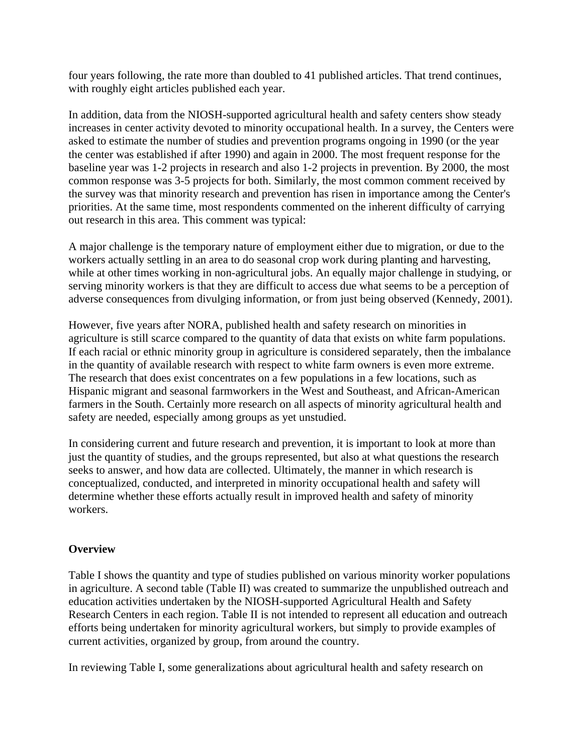four years following, the rate more than doubled to 41 published articles. That trend continues, with roughly eight articles published each year.

In addition, data from the NIOSH-supported agricultural health and safety centers show steady increases in center activity devoted to minority occupational health. In a survey, the Centers were asked to estimate the number of studies and prevention programs ongoing in 1990 (or the year the center was established if after 1990) and again in 2000. The most frequent response for the baseline year was 1-2 projects in research and also 1-2 projects in prevention. By 2000, the most common response was 3-5 projects for both. Similarly, the most common comment received by the survey was that minority research and prevention has risen in importance among the Center's priorities. At the same time, most respondents commented on the inherent difficulty of carrying out research in this area. This comment was typical:

A major challenge is the temporary nature of employment either due to migration, or due to the workers actually settling in an area to do seasonal crop work during planting and harvesting, while at other times working in non-agricultural jobs. An equally major challenge in studying, or serving minority workers is that they are difficult to access due what seems to be a perception of adverse consequences from divulging information, or from just being observed (Kennedy, 2001).

However, five years after NORA, published health and safety research on minorities in agriculture is still scarce compared to the quantity of data that exists on white farm populations. If each racial or ethnic minority group in agriculture is considered separately, then the imbalance in the quantity of available research with respect to white farm owners is even more extreme. The research that does exist concentrates on a few populations in a few locations, such as Hispanic migrant and seasonal farmworkers in the West and Southeast, and African-American farmers in the South. Certainly more research on all aspects of minority agricultural health and safety are needed, especially among groups as yet unstudied.

In considering current and future research and prevention, it is important to look at more than just the quantity of studies, and the groups represented, but also at what questions the research seeks to answer, and how data are collected. Ultimately, the manner in which research is conceptualized, conducted, and interpreted in minority occupational health and safety will determine whether these efforts actually result in improved health and safety of minority workers.

**Overview**

Table I shows the quantity and type of studies published on various minority worker populations in agriculture. A second table (Table II) was created to summarize the unpublished outreach and education activities undertaken by the NIOSH-supported Agricultural Health and Safety Research Centers in each region. Table II is not intended to represent all education and outreach efforts being undertaken for minority agricultural workers, but simply to provide examples of current activities, organized by group, from around the country.

In reviewing Table I, some generalizations about agricultural health and safety research on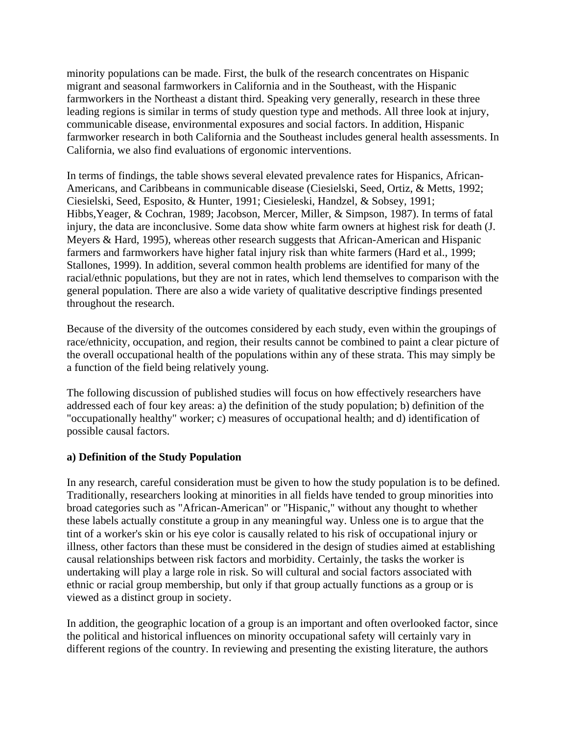minority populations can be made. First, the bulk of the research concentrates on Hispanic migrant and seasonal farmworkers in California and in the Southeast, with the Hispanic farmworkers in the Northeast a distant third. Speaking very generally, research in these three leading regions is similar in terms of study question type and methods. All three look at injury, communicable disease, environmental exposures and social factors. In addition, Hispanic farmworker research in both California and the Southeast includes general health assessments. In California, we also find evaluations of ergonomic interventions.

In terms of findings, the table shows several elevated prevalence rates for Hispanics, African-Americans, and Caribbeans in communicable disease (Ciesielski, Seed, Ortiz, & Metts, 1992; Ciesielski, Seed, Esposito, & Hunter, 1991; Ciesieleski, Handzel, & Sobsey, 1991; Hibbs,Yeager, & Cochran, 1989; Jacobson, Mercer, Miller, & Simpson, 1987). In terms of fatal injury, the data are inconclusive. Some data show white farm owners at highest risk for death (J. Meyers & Hard, 1995), whereas other research suggests that African-American and Hispanic farmers and farmworkers have higher fatal injury risk than white farmers (Hard et al., 1999; Stallones, 1999). In addition, several common health problems are identified for many of the racial/ethnic populations, but they are not in rates, which lend themselves to comparison with the general population. There are also a wide variety of qualitative descriptive findings presented throughout the research.

Because of the diversity of the outcomes considered by each study, even within the groupings of race/ethnicity, occupation, and region, their results cannot be combined to paint a clear picture of the overall occupational health of the populations within any of these strata. This may simply be a function of the field being relatively young.

The following discussion of published studies will focus on how effectively researchers have addressed each of four key areas: a) the definition of the study population; b) definition of the "occupationally healthy" worker; c) measures of occupational health; and d) identification of possible causal factors.

**a) Definition of the Study Population**

In any research, careful consideration must be given to how the study population is to be defined. Traditionally, researchers looking at minorities in all fields have tended to group minorities into broad categories such as "African-American" or "Hispanic," without any thought to whether these labels actually constitute a group in any meaningful way. Unless one is to argue that the tint of a worker's skin or his eye color is causally related to his risk of occupational injury or illness, other factors than these must be considered in the design of studies aimed at establishing causal relationships between risk factors and morbidity. Certainly, the tasks the worker is undertaking will play a large role in risk. So will cultural and social factors associated with ethnic or racial group membership, but only if that group actually functions as a group or is viewed as a distinct group in society.

In addition, the geographic location of a group is an important and often overlooked factor, since the political and historical influences on minority occupational safety will certainly vary in different regions of the country. In reviewing and presenting the existing literature, the authors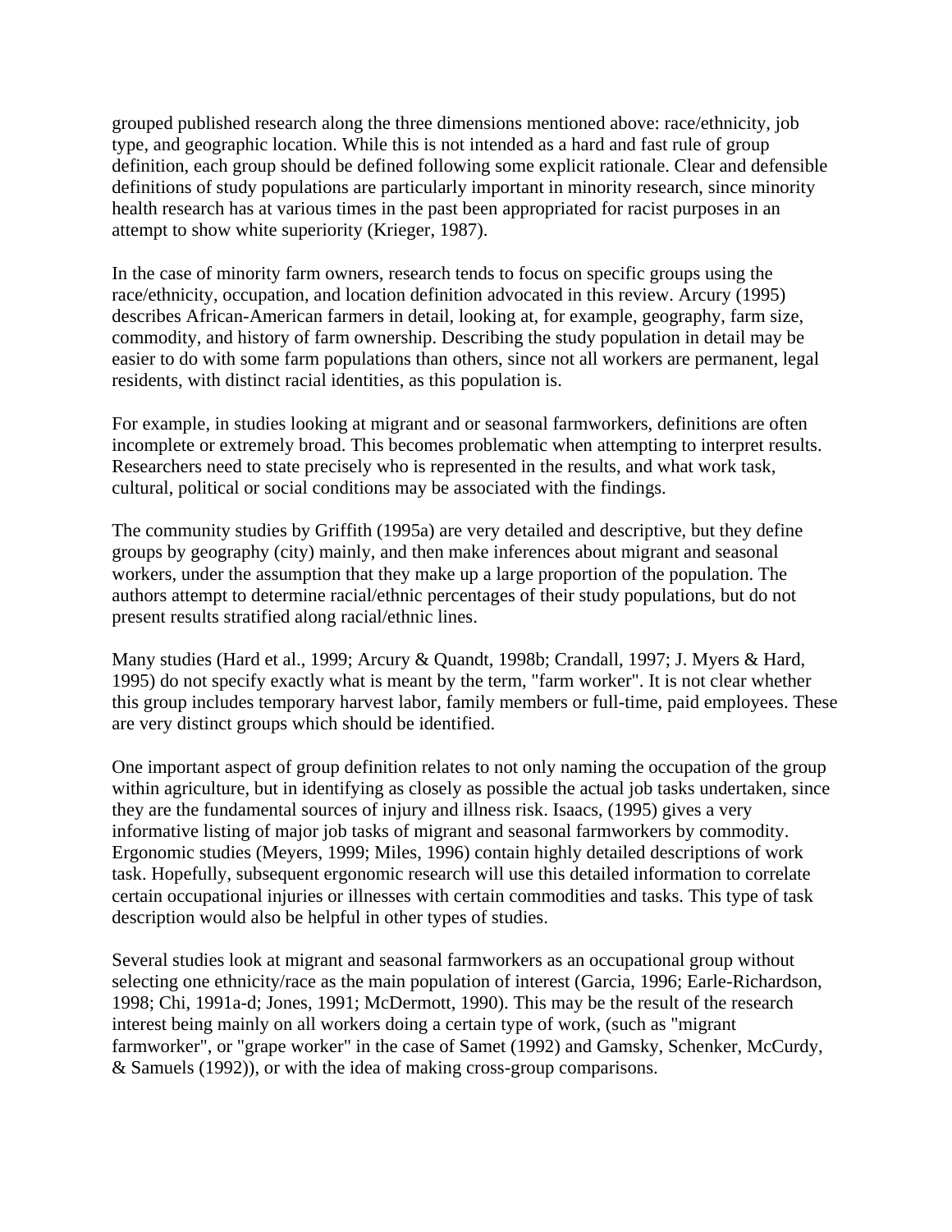grouped published research along the three dimensions mentioned above: race/ethnicity, job type, and geographic location. While this is not intended as a hard and fast rule of group definition, each group should be defined following some explicit rationale. Clear and defensible definitions of study populations are particularly important in minority research, since minority health research has at various times in the past been appropriated for racist purposes in an attempt to show white superiority (Krieger, 1987).

In the case of minority farm owners, research tends to focus on specific groups using the race/ethnicity, occupation, and location definition advocated in this review. Arcury (1995) describes African-American farmers in detail, looking at, for example, geography, farm size, commodity, and history of farm ownership. Describing the study population in detail may be easier to do with some farm populations than others, since not all workers are permanent, legal residents, with distinct racial identities, as this population is.

For example, in studies looking at migrant and or seasonal farmworkers, definitions are often incomplete or extremely broad. This becomes problematic when attempting to interpret results. Researchers need to state precisely who is represented in the results, and what work task, cultural, political or social conditions may be associated with the findings.

The community studies by Griffith (1995a) are very detailed and descriptive, but they define groups by geography (city) mainly, and then make inferences about migrant and seasonal workers, under the assumption that they make up a large proportion of the population. The authors attempt to determine racial/ethnic percentages of their study populations, but do not present results stratified along racial/ethnic lines.

Many studies (Hard et al., 1999; Arcury & Quandt, 1998b; Crandall, 1997; J. Myers & Hard, 1995) do not specify exactly what is meant by the term, "farm worker". It is not clear whether this group includes temporary harvest labor, family members or full-time, paid employees. These are very distinct groups which should be identified.

One important aspect of group definition relates to not only naming the occupation of the group within agriculture, but in identifying as closely as possible the actual job tasks undertaken, since they are the fundamental sources of injury and illness risk. Isaacs, (1995) gives a very informative listing of major job tasks of migrant and seasonal farmworkers by commodity. Ergonomic studies (Meyers, 1999; Miles, 1996) contain highly detailed descriptions of work task. Hopefully, subsequent ergonomic research will use this detailed information to correlate certain occupational injuries or illnesses with certain commodities and tasks. This type of task description would also be helpful in other types of studies.

Several studies look at migrant and seasonal farmworkers as an occupational group without selecting one ethnicity/race as the main population of interest (Garcia, 1996; Earle-Richardson, 1998; Chi, 1991a-d; Jones, 1991; McDermott, 1990). This may be the result of the research interest being mainly on all workers doing a certain type of work, (such as "migrant farmworker", or "grape worker" in the case of Samet (1992) and Gamsky, Schenker, McCurdy, & Samuels (1992)), or with the idea of making cross-group comparisons.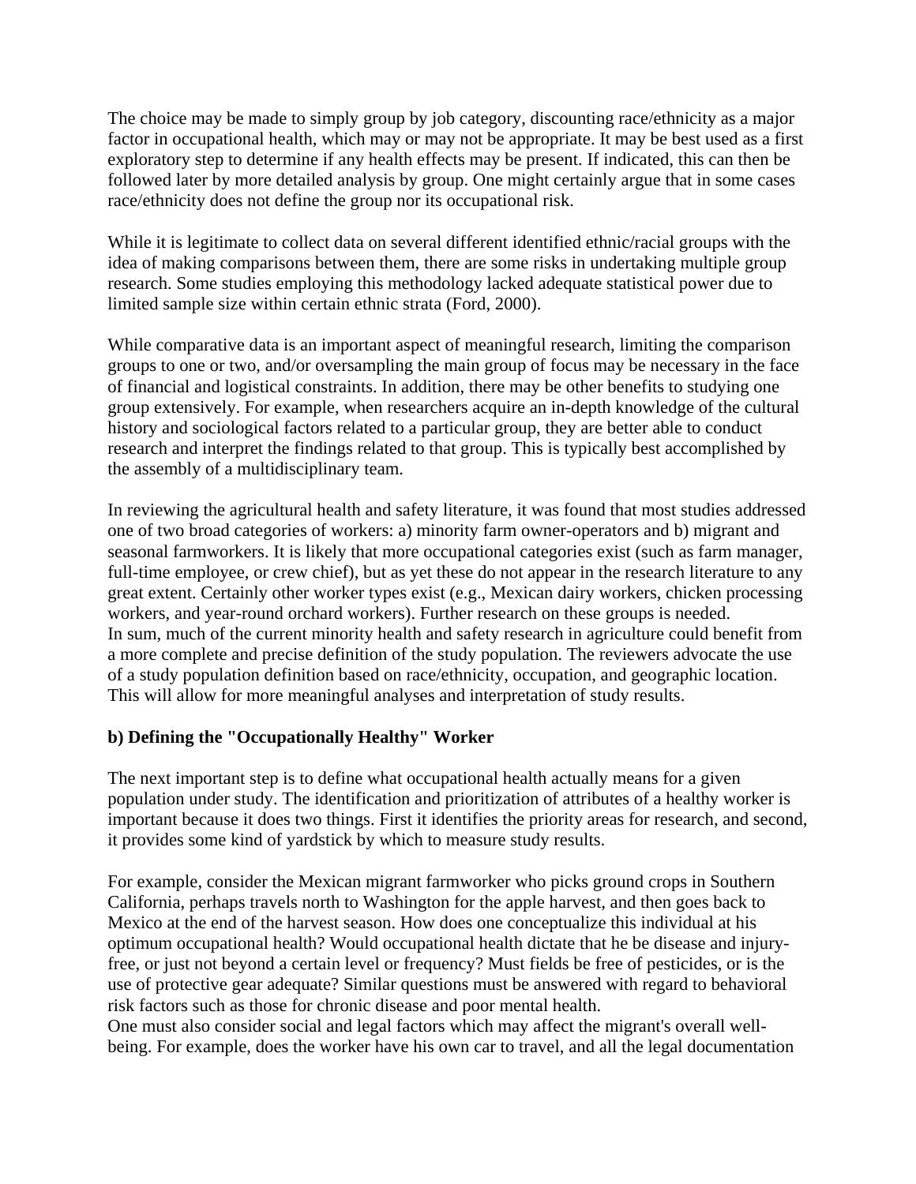The choice may be made to simply group by job category, discounting race/ethnicity as a major factor in occupational health, which may or may not be appropriate. It may be best used as a first exploratory step to determine if any health effects may be present. If indicated, this can then be followed later by more detailed analysis by group. One might certainly argue that in some cases race/ethnicity does not define the group nor its occupational risk.

While it is legitimate to collect data on several different identified ethnic/racial groups with the idea of making comparisons between them, there are some risks in undertaking multiple group research. Some studies employing this methodology lacked adequate statistical power due to limited sample size within certain ethnic strata (Ford, 2000).

While comparative data is an important aspect of meaningful research, limiting the comparison groups to one or two, and/or oversampling the main group of focus may be necessary in the face of financial and logistical constraints. In addition, there may be other benefits to studying one group extensively. For example, when researchers acquire an in-depth knowledge of the cultural history and sociological factors related to a particular group, they are better able to conduct research and interpret the findings related to that group. This is typically best accomplished by the assembly of a multidisciplinary team.

In reviewing the agricultural health and safety literature, it was found that most studies addressed one of two broad categories of workers: a) minority farm owner-operators and b) migrant and seasonal farmworkers. It is likely that more occupational categories exist (such as farm manager, full-time employee, or crew chief), but as yet these do not appear in the research literature to any great extent. Certainly other worker types exist (e.g., Mexican dairy workers, chicken processing workers, and year-round orchard workers). Further research on these groups is needed.

In sum, much of the current minority health and safety research in agriculture could benefit from a more complete and precise definition of the study population. The reviewers advocate the use of a study population definition based on race/ethnicity, occupation, and geographic location. This will allow for more meaningful analyses and interpretation of study results.

**b) Defining the "Occupationally Healthy" Worker**

The next important step is to define what occupational health actually means for a given population under study. The identification and prioritization of attributes of a healthy worker is important because it does two things. First it identifies the priority areas for research, and second, it provides some kind of yardstick by which to measure study results.

For example, consider the Mexican migrant farmworker who picks ground crops in Southern California, perhaps travels north to Washington for the apple harvest, and then goes back to Mexico at the end of the harvest season. How does one conceptualize this individual at his optimum occupational health? Would occupational health dictate that he be disease and injury-free, or just not beyond a certain level or frequency? Must fields be free of pesticides, or is the use of protective gear adequate? Similar questions must be answered with regard to behavioral risk factors such as those for chronic disease and poor mental health.

One must also consider social and legal factors which may affect the migrant's overall well-being. For example, does the worker have his own car to travel, and all the legal documentation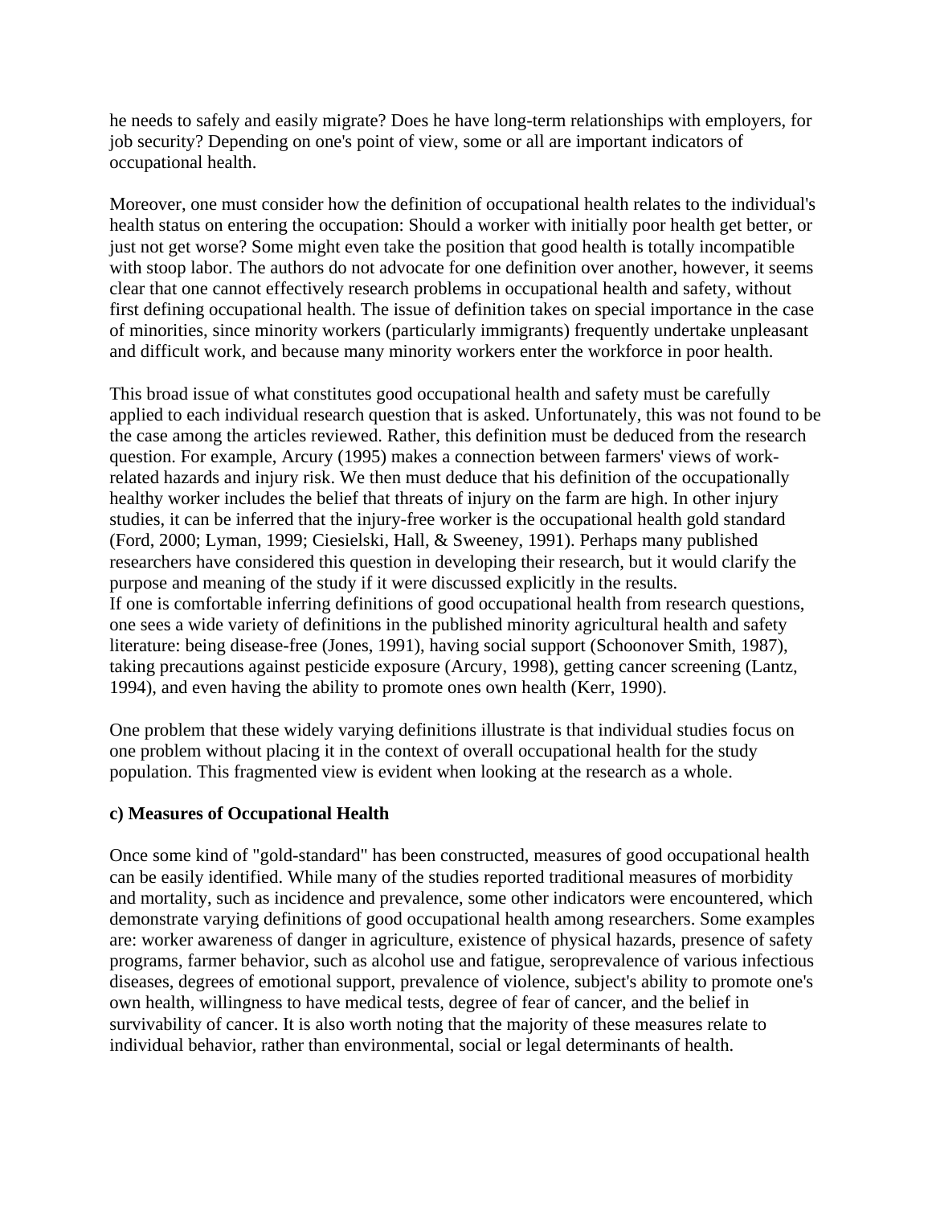he needs to safely and easily migrate? Does he have long-term relationships with employers, for job security? Depending on one's point of view, some or all are important indicators of occupational health.

Moreover, one must consider how the definition of occupational health relates to the individual's health status on entering the occupation: Should a worker with initially poor health get better, or just not get worse? Some might even take the position that good health is totally incompatible with stoop labor. The authors do not advocate for one definition over another, however, it seems clear that one cannot effectively research problems in occupational health and safety, without first defining occupational health. The issue of definition takes on special importance in the case of minorities, since minority workers (particularly immigrants) frequently undertake unpleasant and difficult work, and because many minority workers enter the workforce in poor health.

This broad issue of what constitutes good occupational health and safety must be carefully applied to each individual research question that is asked. Unfortunately, this was not found to be the case among the articles reviewed. Rather, this definition must be deduced from the research question. For example, Arcury (1995) makes a connection between farmers' views of work-related hazards and injury risk. We then must deduce that his definition of the occupationally healthy worker includes the belief that threats of injury on the farm are high. In other injury studies, it can be inferred that the injury-free worker is the occupational health gold standard (Ford, 2000; Lyman, 1999; Ciesielski, Hall, & Sweeney, 1991). Perhaps many published researchers have considered this question in developing their research, but it would clarify the purpose and meaning of the study if it were discussed explicitly in the results.
If one is comfortable inferring definitions of good occupational health from research questions, one sees a wide variety of definitions in the published minority agricultural health and safety literature: being disease-free (Jones, 1991), having social support (Schoonover Smith, 1987), taking precautions against pesticide exposure (Arcury, 1998), getting cancer screening (Lantz, 1994), and even having the ability to promote ones own health (Kerr, 1990).

One problem that these widely varying definitions illustrate is that individual studies focus on one problem without placing it in the context of overall occupational health for the study population. This fragmented view is evident when looking at the research as a whole.

**c) Measures of Occupational Health**

Once some kind of "gold-standard" has been constructed, measures of good occupational health can be easily identified. While many of the studies reported traditional measures of morbidity and mortality, such as incidence and prevalence, some other indicators were encountered, which demonstrate varying definitions of good occupational health among researchers. Some examples are: worker awareness of danger in agriculture, existence of physical hazards, presence of safety programs, farmer behavior, such as alcohol use and fatigue, seroprevalence of various infectious diseases, degrees of emotional support, prevalence of violence, subject's ability to promote one's own health, willingness to have medical tests, degree of fear of cancer, and the belief in survivability of cancer. It is also worth noting that the majority of these measures relate to individual behavior, rather than environmental, social or legal determinants of health.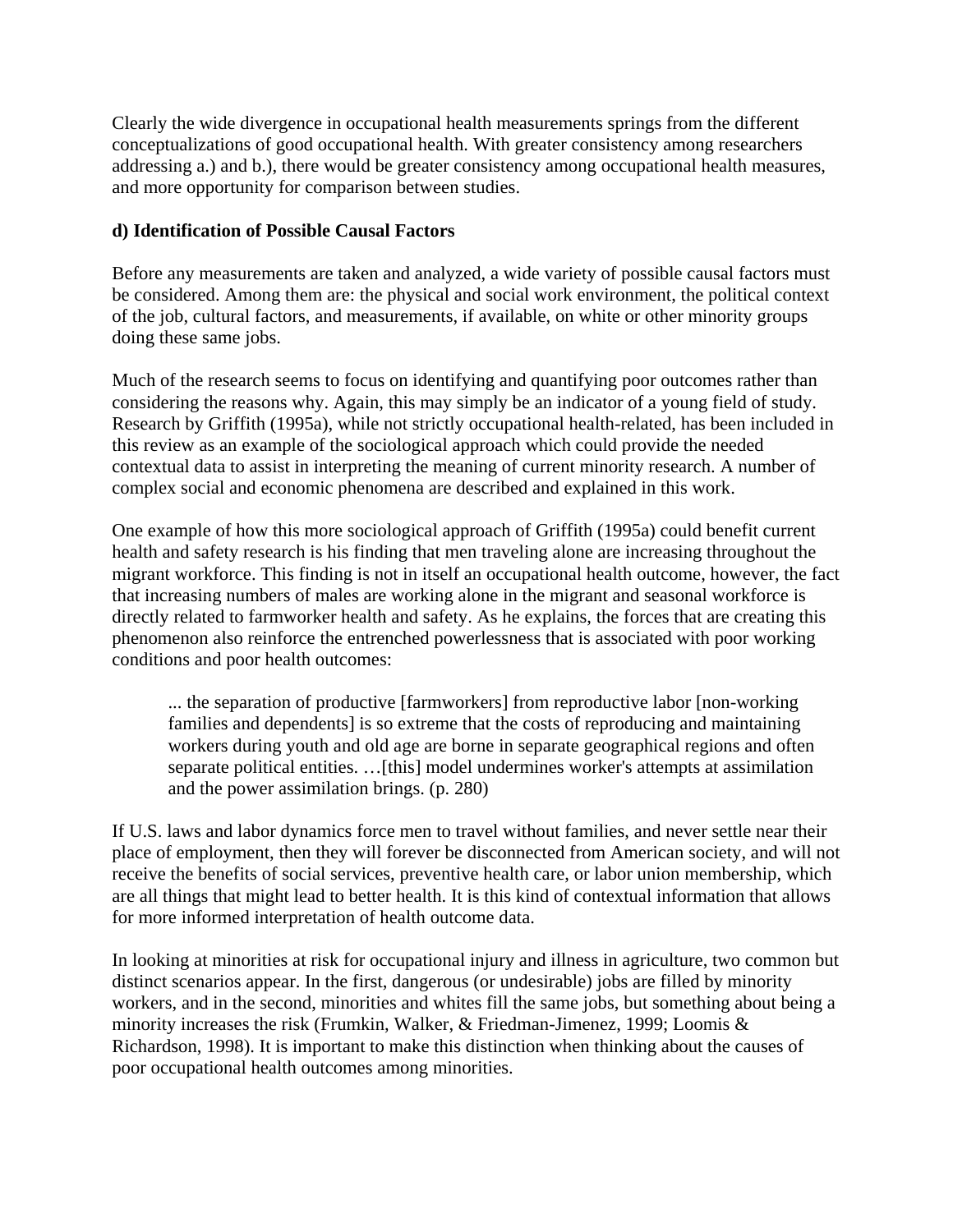Clearly the wide divergence in occupational health measurements springs from the different conceptualizations of good occupational health. With greater consistency among researchers addressing a.) and b.), there would be greater consistency among occupational health measures, and more opportunity for comparison between studies.

**d) Identification of Possible Causal Factors**

Before any measurements are taken and analyzed, a wide variety of possible causal factors must be considered. Among them are: the physical and social work environment, the political context of the job, cultural factors, and measurements, if available, on white or other minority groups doing these same jobs.

Much of the research seems to focus on identifying and quantifying poor outcomes rather than considering the reasons why. Again, this may simply be an indicator of a young field of study. Research by Griffith (1995a), while not strictly occupational health-related, has been included in this review as an example of the sociological approach which could provide the needed contextual data to assist in interpreting the meaning of current minority research. A number of complex social and economic phenomena are described and explained in this work.

One example of how this more sociological approach of Griffith (1995a) could benefit current health and safety research is his finding that men traveling alone are increasing throughout the migrant workforce. This finding is not in itself an occupational health outcome, however, the fact that increasing numbers of males are working alone in the migrant and seasonal workforce is directly related to farmworker health and safety. As he explains, the forces that are creating this phenomenon also reinforce the entrenched powerlessness that is associated with poor working conditions and poor health outcomes:

> ... the separation of productive [farmworkers] from reproductive labor [non-working families and dependents] is so extreme that the costs of reproducing and maintaining workers during youth and old age are borne in separate geographical regions and often separate political entities. …[this] model undermines worker's attempts at assimilation and the power assimilation brings. (p. 280)

If U.S. laws and labor dynamics force men to travel without families, and never settle near their place of employment, then they will forever be disconnected from American society, and will not receive the benefits of social services, preventive health care, or labor union membership, which are all things that might lead to better health. It is this kind of contextual information that allows for more informed interpretation of health outcome data.

In looking at minorities at risk for occupational injury and illness in agriculture, two common but distinct scenarios appear. In the first, dangerous (or undesirable) jobs are filled by minority workers, and in the second, minorities and whites fill the same jobs, but something about being a minority increases the risk (Frumkin, Walker, & Friedman-Jimenez, 1999; Loomis & Richardson, 1998). It is important to make this distinction when thinking about the causes of poor occupational health outcomes among minorities.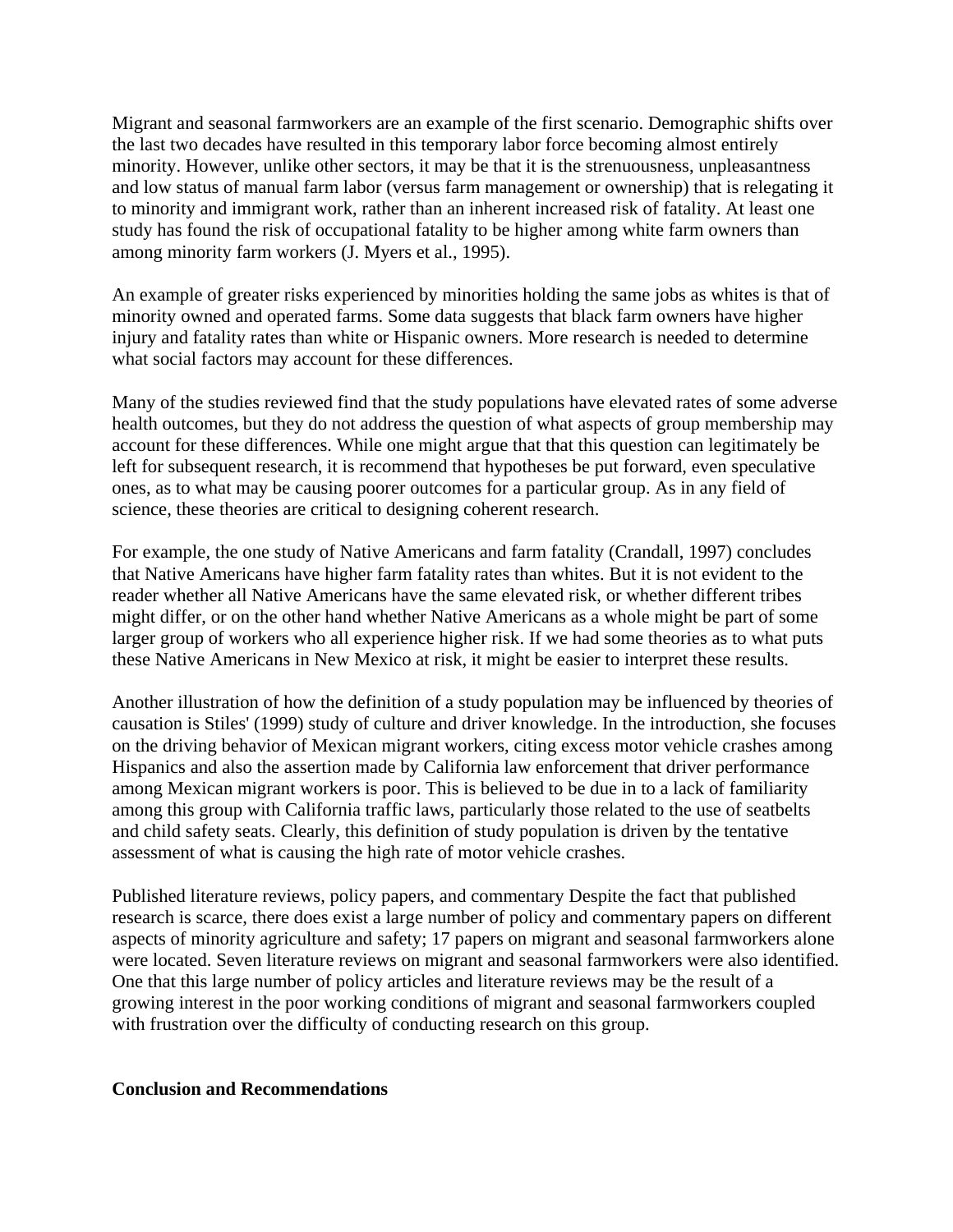Migrant and seasonal farmworkers are an example of the first scenario. Demographic shifts over the last two decades have resulted in this temporary labor force becoming almost entirely minority. However, unlike other sectors, it may be that it is the strenuousness, unpleasantness and low status of manual farm labor (versus farm management or ownership) that is relegating it to minority and immigrant work, rather than an inherent increased risk of fatality. At least one study has found the risk of occupational fatality to be higher among white farm owners than among minority farm workers (J. Myers et al., 1995).

An example of greater risks experienced by minorities holding the same jobs as whites is that of minority owned and operated farms. Some data suggests that black farm owners have higher injury and fatality rates than white or Hispanic owners. More research is needed to determine what social factors may account for these differences.

Many of the studies reviewed find that the study populations have elevated rates of some adverse health outcomes, but they do not address the question of what aspects of group membership may account for these differences. While one might argue that that this question can legitimately be left for subsequent research, it is recommend that hypotheses be put forward, even speculative ones, as to what may be causing poorer outcomes for a particular group. As in any field of science, these theories are critical to designing coherent research.

For example, the one study of Native Americans and farm fatality (Crandall, 1997) concludes that Native Americans have higher farm fatality rates than whites. But it is not evident to the reader whether all Native Americans have the same elevated risk, or whether different tribes might differ, or on the other hand whether Native Americans as a whole might be part of some larger group of workers who all experience higher risk. If we had some theories as to what puts these Native Americans in New Mexico at risk, it might be easier to interpret these results.

Another illustration of how the definition of a study population may be influenced by theories of causation is Stiles' (1999) study of culture and driver knowledge. In the introduction, she focuses on the driving behavior of Mexican migrant workers, citing excess motor vehicle crashes among Hispanics and also the assertion made by California law enforcement that driver performance among Mexican migrant workers is poor. This is believed to be due in to a lack of familiarity among this group with California traffic laws, particularly those related to the use of seatbelts and child safety seats. Clearly, this definition of study population is driven by the tentative assessment of what is causing the high rate of motor vehicle crashes.

Published literature reviews, policy papers, and commentary Despite the fact that published research is scarce, there does exist a large number of policy and commentary papers on different aspects of minority agriculture and safety; 17 papers on migrant and seasonal farmworkers alone were located. Seven literature reviews on migrant and seasonal farmworkers were also identified. One that this large number of policy articles and literature reviews may be the result of a growing interest in the poor working conditions of migrant and seasonal farmworkers coupled with frustration over the difficulty of conducting research on this group.

**Conclusion and Recommendations**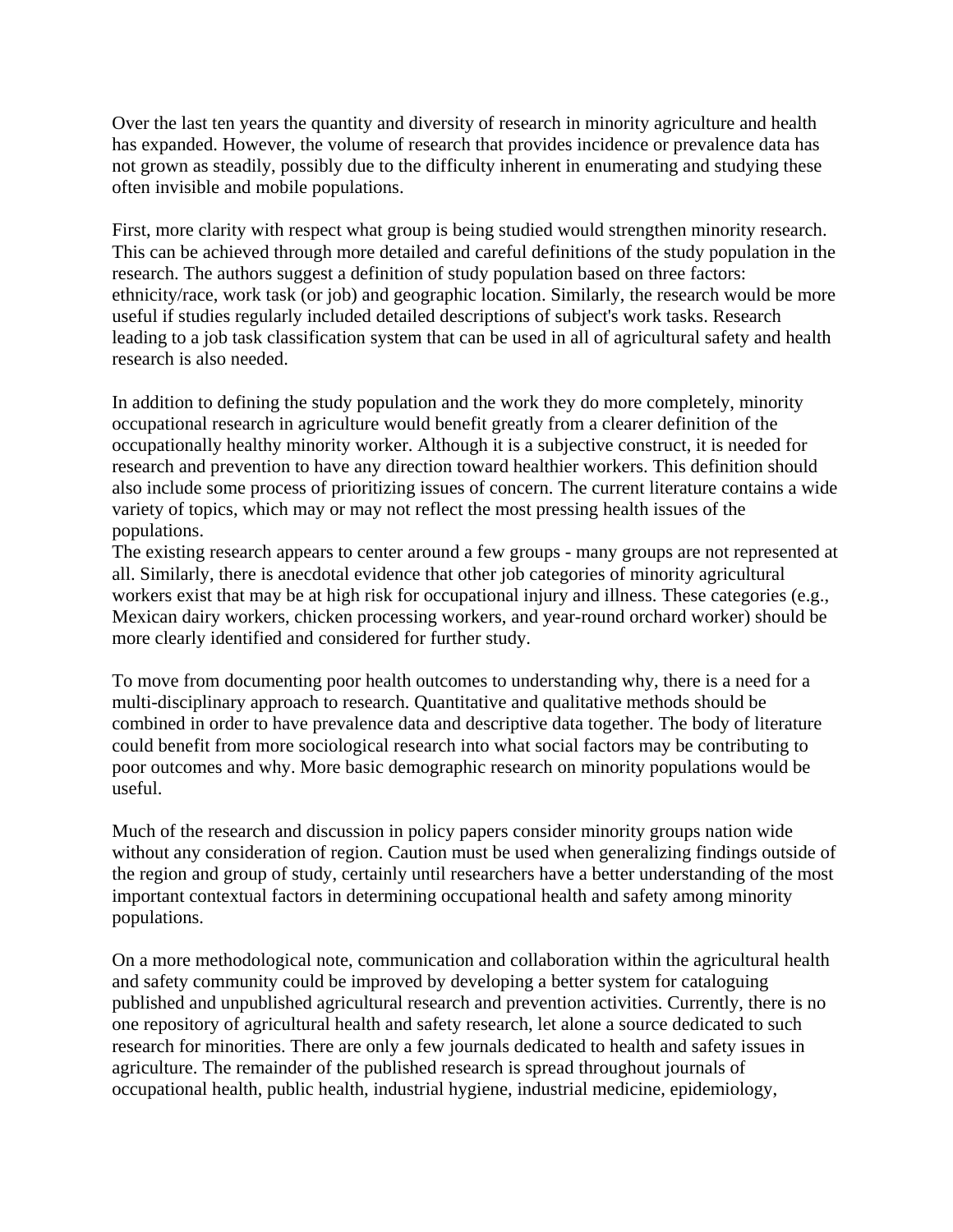Over the last ten years the quantity and diversity of research in minority agriculture and health has expanded. However, the volume of research that provides incidence or prevalence data has not grown as steadily, possibly due to the difficulty inherent in enumerating and studying these often invisible and mobile populations.

First, more clarity with respect what group is being studied would strengthen minority research. This can be achieved through more detailed and careful definitions of the study population in the research. The authors suggest a definition of study population based on three factors: ethnicity/race, work task (or job) and geographic location. Similarly, the research would be more useful if studies regularly included detailed descriptions of subject's work tasks. Research leading to a job task classification system that can be used in all of agricultural safety and health research is also needed.

In addition to defining the study population and the work they do more completely, minority occupational research in agriculture would benefit greatly from a clearer definition of the occupationally healthy minority worker. Although it is a subjective construct, it is needed for research and prevention to have any direction toward healthier workers. This definition should also include some process of prioritizing issues of concern. The current literature contains a wide variety of topics, which may or may not reflect the most pressing health issues of the populations.
The existing research appears to center around a few groups - many groups are not represented at all. Similarly, there is anecdotal evidence that other job categories of minority agricultural workers exist that may be at high risk for occupational injury and illness. These categories (e.g., Mexican dairy workers, chicken processing workers, and year-round orchard worker) should be more clearly identified and considered for further study.

To move from documenting poor health outcomes to understanding why, there is a need for a multi-disciplinary approach to research. Quantitative and qualitative methods should be combined in order to have prevalence data and descriptive data together. The body of literature could benefit from more sociological research into what social factors may be contributing to poor outcomes and why. More basic demographic research on minority populations would be useful.

Much of the research and discussion in policy papers consider minority groups nation wide without any consideration of region. Caution must be used when generalizing findings outside of the region and group of study, certainly until researchers have a better understanding of the most important contextual factors in determining occupational health and safety among minority populations.

On a more methodological note, communication and collaboration within the agricultural health and safety community could be improved by developing a better system for cataloguing published and unpublished agricultural research and prevention activities. Currently, there is no one repository of agricultural health and safety research, let alone a source dedicated to such research for minorities. There are only a few journals dedicated to health and safety issues in agriculture. The remainder of the published research is spread throughout journals of occupational health, public health, industrial hygiene, industrial medicine, epidemiology,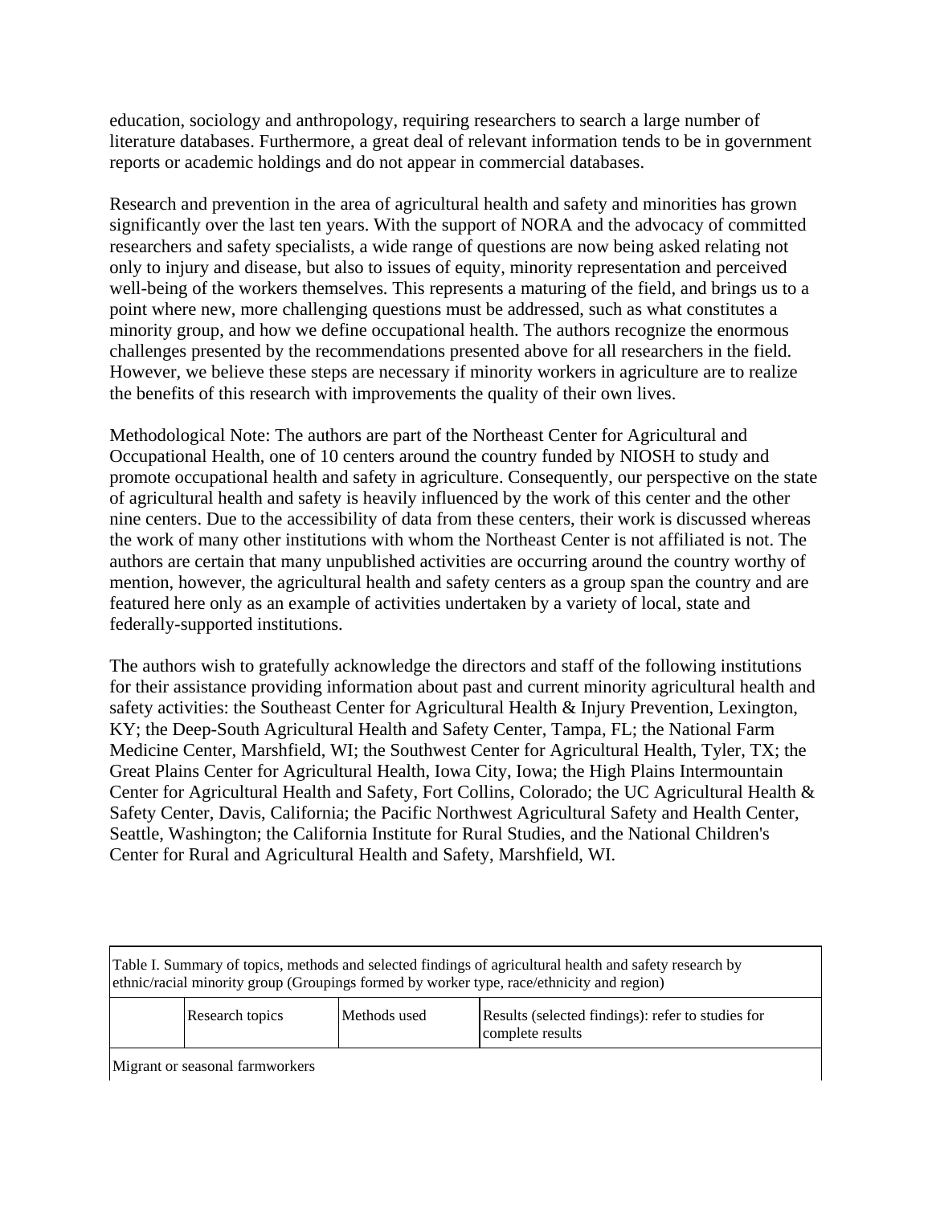education, sociology and anthropology, requiring researchers to search a large number of literature databases. Furthermore, a great deal of relevant information tends to be in government reports or academic holdings and do not appear in commercial databases.

Research and prevention in the area of agricultural health and safety and minorities has grown significantly over the last ten years. With the support of NORA and the advocacy of committed researchers and safety specialists, a wide range of questions are now being asked relating not only to injury and disease, but also to issues of equity, minority representation and perceived well-being of the workers themselves. This represents a maturing of the field, and brings us to a point where new, more challenging questions must be addressed, such as what constitutes a minority group, and how we define occupational health. The authors recognize the enormous challenges presented by the recommendations presented above for all researchers in the field. However, we believe these steps are necessary if minority workers in agriculture are to realize the benefits of this research with improvements the quality of their own lives.

Methodological Note: The authors are part of the Northeast Center for Agricultural and Occupational Health, one of 10 centers around the country funded by NIOSH to study and promote occupational health and safety in agriculture. Consequently, our perspective on the state of agricultural health and safety is heavily influenced by the work of this center and the other nine centers. Due to the accessibility of data from these centers, their work is discussed whereas the work of many other institutions with whom the Northeast Center is not affiliated is not. The authors are certain that many unpublished activities are occurring around the country worthy of mention, however, the agricultural health and safety centers as a group span the country and are featured here only as an example of activities undertaken by a variety of local, state and federally-supported institutions.

The authors wish to gratefully acknowledge the directors and staff of the following institutions for their assistance providing information about past and current minority agricultural health and safety activities: the Southeast Center for Agricultural Health & Injury Prevention, Lexington, KY; the Deep-South Agricultural Health and Safety Center, Tampa, FL; the National Farm Medicine Center, Marshfield, WI; the Southwest Center for Agricultural Health, Tyler, TX; the Great Plains Center for Agricultural Health, Iowa City, Iowa; the High Plains Intermountain Center for Agricultural Health and Safety, Fort Collins, Colorado; the UC Agricultural Health & Safety Center, Davis, California; the Pacific Northwest Agricultural Safety and Health Center, Seattle, Washington; the California Institute for Rural Studies, and the National Children's Center for Rural and Agricultural Health and Safety, Marshfield, WI.

Table I. Summary of topics, methods and selected findings of agricultural health and safety research by ethnic/racial minority group (Groupings formed by worker type, race/ethnicity and region)

| | Research topics | Methods used | Results (selected findings): refer to studies for complete results |
|---|---|---|---|
| Migrant or seasonal farmworkers | | | |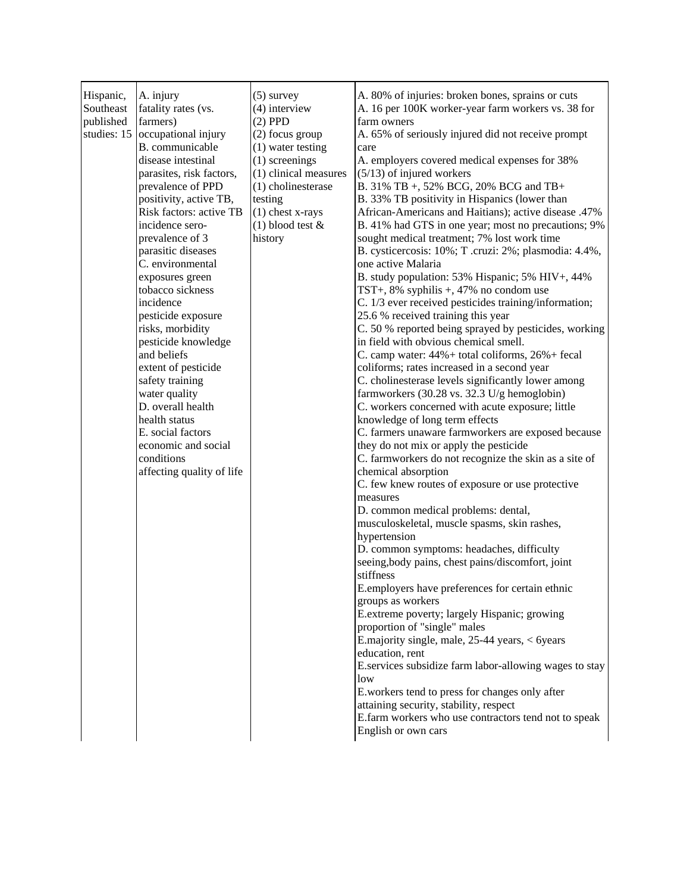| | | | |
|---|---|---|---|
| Hispanic, Southeast published studies: 15 | A. injury<br>fatality rates (vs. farmers)<br>occupational injury<br>B. communicable disease intestinal parasites, risk factors, prevalence of PPD positivity, active TB, Risk factors: active TB incidence sero-prevalence of 3 parasitic diseases<br>C. environmental exposures green tobacco sickness incidence<br>pesticide exposure risks, morbidity<br>pesticide knowledge and beliefs<br>extent of pesticide safety training<br>water quality<br>D. overall health<br>health status<br>E. social factors<br>economic and social conditions affecting quality of life | (5) survey<br>(4) interview<br>(2) PPD<br>(2) focus group<br>(1) water testing<br>(1) screenings<br>(1) clinical measures<br>(1) cholinesterase testing<br>(1) chest x-rays<br>(1) blood test & history | A. 80% of injuries: broken bones, sprains or cuts<br>A. 16 per 100K worker-year farm workers vs. 38 for farm owners<br>A. 65% of seriously injured did not receive prompt care<br>A. employers covered medical expenses for 38% (5/13) of injured workers<br>B. 31% TB +, 52% BCG, 20% BCG and TB+<br>B. 33% TB positivity in Hispanics (lower than African-Americans and Haitians); active disease .47%<br>B. 41% had GTS in one year; most no precautions; 9% sought medical treatment; 7% lost work time<br>B. cysticercosis: 10%; T .cruzi: 2%; plasmodia: 4.4%, one active Malaria<br>B. study population: 53% Hispanic; 5% HIV+, 44% TST+, 8% syphilis +, 47% no condom use<br>C. 1/3 ever received pesticides training/information; 25.6 % received training this year<br>C. 50 % reported being sprayed by pesticides, working in field with obvious chemical smell.<br>C. camp water: 44%+ total coliforms, 26%+ fecal coliforms; rates increased in a second year<br>C. cholinesterase levels significantly lower among farmworkers (30.28 vs. 32.3 U/g hemoglobin)<br>C. workers concerned with acute exposure; little knowledge of long term effects<br>C. farmers unaware farmworkers are exposed because they do not mix or apply the pesticide<br>C. farmworkers do not recognize the skin as a site of chemical absorption<br>C. few knew routes of exposure or use protective measures<br>D. common medical problems: dental, musculoskeletal, muscle spasms, skin rashes, hypertension<br>D. common symptoms: headaches, difficulty seeing,body pains, chest pains/discomfort, joint stiffness<br>E.employers have preferences for certain ethnic groups as workers<br>E.extreme poverty; largely Hispanic; growing proportion of "single" males<br>E.majority single, male, 25-44 years, < 6years education, rent<br>E.services subsidize farm labor-allowing wages to stay low<br>E.workers tend to press for changes only after attaining security, stability, respect<br>E.farm workers who use contractors tend not to speak English or own cars |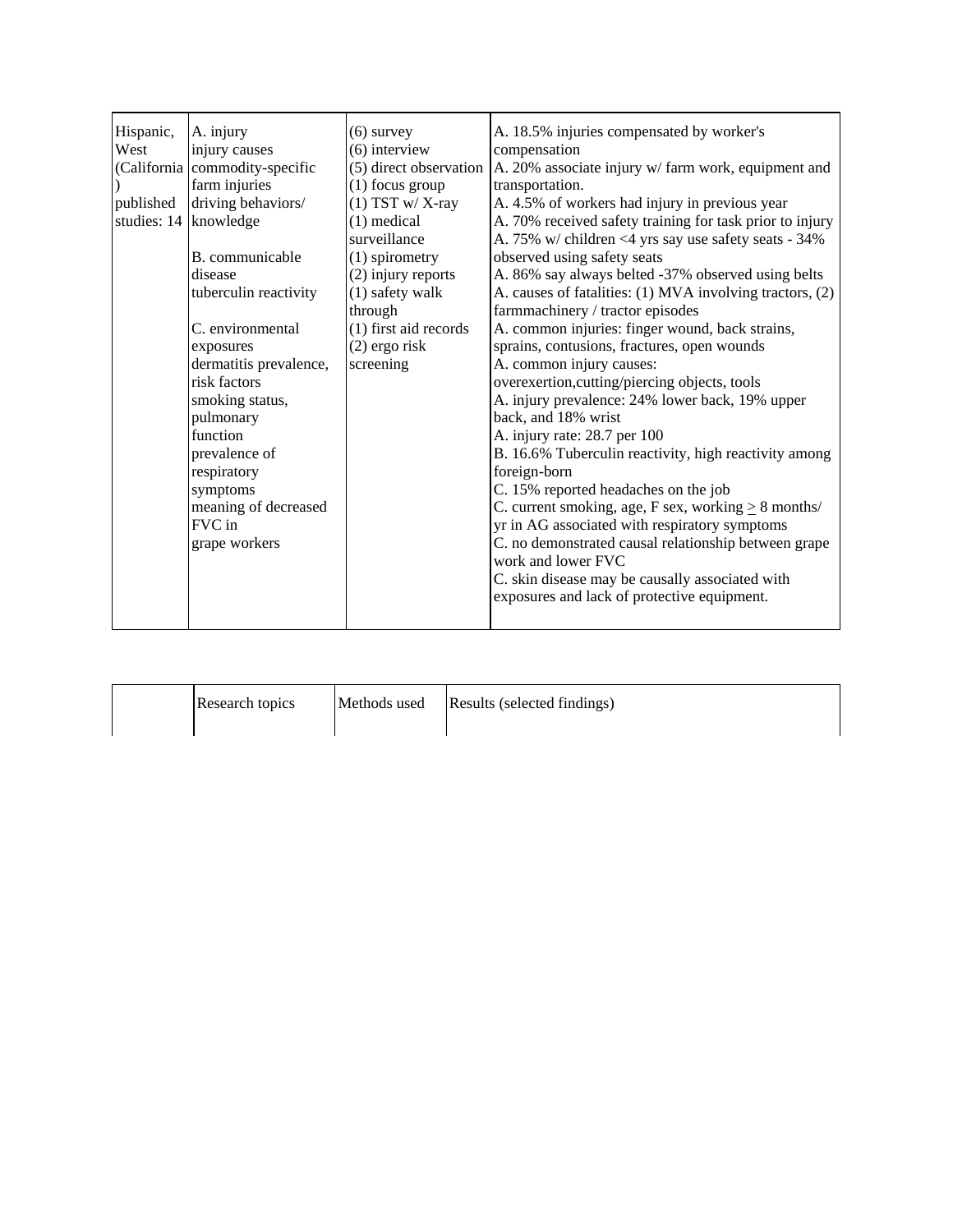| Hispanic, West (California) published studies: 14 | A. injury<br>injury causes<br>commodity-specific farm injuries<br>driving behaviors/ knowledge<br><br>B. communicable disease<br>tuberculin reactivity<br><br>C. environmental exposures<br>dermatitis prevalence, risk factors<br>smoking status, pulmonary function<br>prevalence of respiratory symptoms<br>meaning of decreased FVC in grape workers | (6) survey<br>(6) interview<br>(5) direct observation<br>(1) focus group<br>(1) TST w/ X-ray<br>(1) medical surveillance<br>(1) spirometry<br>(2) injury reports<br>(1) safety walk through<br>(1) first aid records<br>(2) ergo risk screening | A. 18.5% injuries compensated by worker's compensation<br>A. 20% associate injury w/ farm work, equipment and transportation.<br>A. 4.5% of workers had injury in previous year<br>A. 70% received safety training for task prior to injury<br>A. 75% w/ children <4 yrs say use safety seats - 34% observed using safety seats<br>A. 86% say always belted -37% observed using belts<br>A. causes of fatalities: (1) MVA involving tractors, (2) farmmachinery / tractor episodes<br>A. common injuries: finger wound, back strains, sprains, contusions, fractures, open wounds<br>A. common injury causes: overexertion,cutting/piercing objects, tools<br>A. injury prevalence: 24% lower back, 19% upper back, and 18% wrist<br>A. injury rate: 28.7 per 100<br>B. 16.6% Tuberculin reactivity, high reactivity among foreign-born<br>C. 15% reported headaches on the job<br>C. current smoking, age, F sex, working $\geq$ 8 months/ yr in AG associated with respiratory symptoms<br>C. no demonstrated causal relationship between grape work and lower FVC<br>C. skin disease may be causally associated with exposures and lack of protective equipment. |

| | Research topics | Methods used | Results (selected findings) |
|---|---|---|---|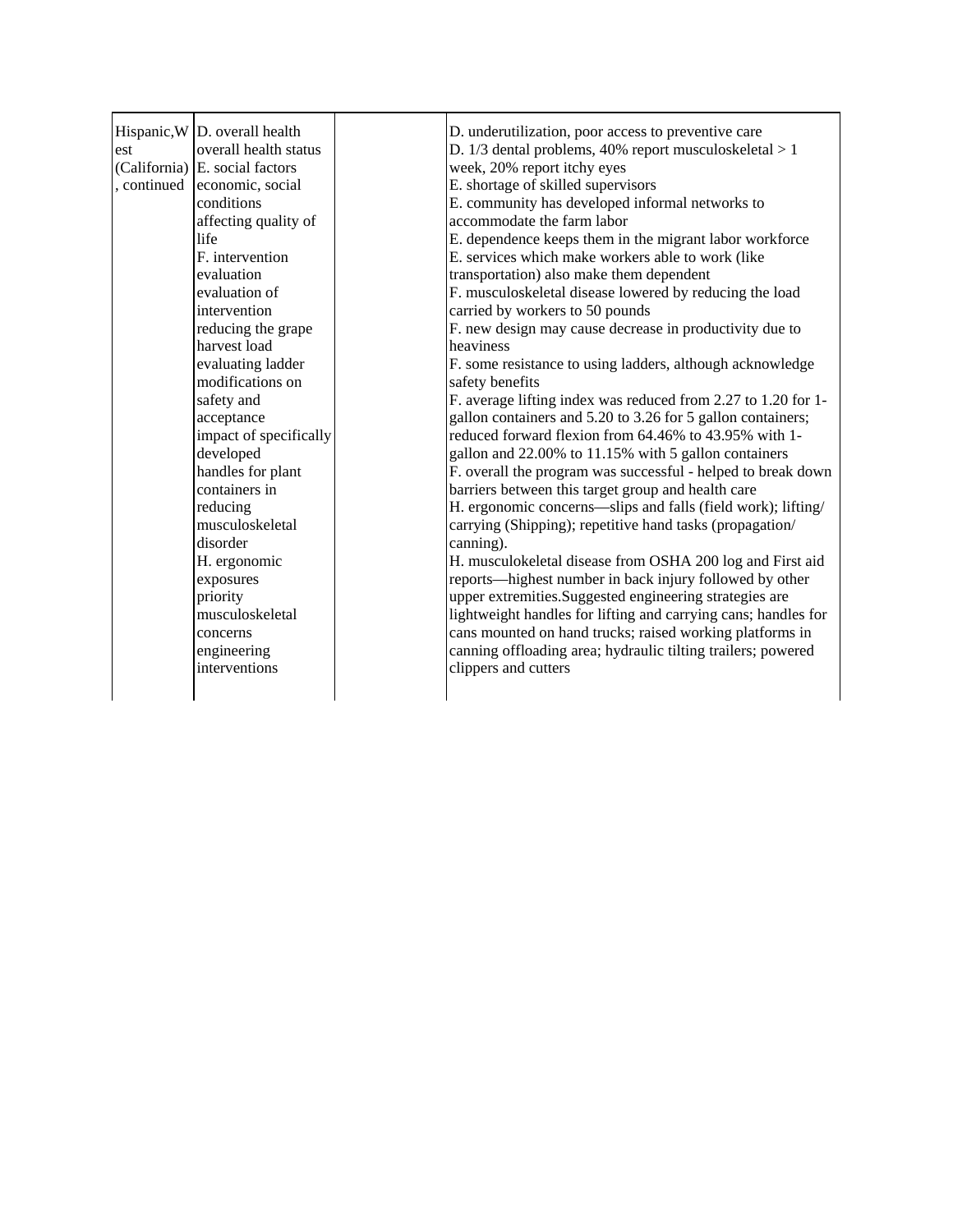| | | | |
|---|---|---|---|
| Hispanic,West (California), continued | D. overall health<br>overall health status<br>E. social factors<br>economic, social conditions affecting quality of life<br>F. intervention evaluation<br>evaluation of intervention<br>reducing the grape harvest load<br>evaluating ladder modifications on safety and acceptance<br>impact of specifically developed handles for plant containers in reducing musculoskeletal disorder<br>H. ergonomic exposures<br>priority musculoskeletal concerns<br>engineering interventions | | D. underutilization, poor access to preventive care<br>D. 1/3 dental problems, 40% report musculoskeletal > 1 week, 20% report itchy eyes<br>E. shortage of skilled supervisors<br>E. community has developed informal networks to accommodate the farm labor<br>E. dependence keeps them in the migrant labor workforce<br>E. services which make workers able to work (like transportation) also make them dependent<br>F. musculoskeletal disease lowered by reducing the load carried by workers to 50 pounds<br>F. new design may cause decrease in productivity due to heaviness<br>F. some resistance to using ladders, although acknowledge safety benefits<br>F. average lifting index was reduced from 2.27 to 1.20 for 1-gallon containers and 5.20 to 3.26 for 5 gallon containers; reduced forward flexion from 64.46% to 43.95% with 1-gallon and 22.00% to 11.15% with 5 gallon containers<br>F. overall the program was successful - helped to break down barriers between this target group and health care<br>H. ergonomic concerns—slips and falls (field work); lifting/carrying (Shipping); repetitive hand tasks (propagation/canning).<br>H. musculokeletal disease from OSHA 200 log and First aid reports—highest number in back injury followed by other upper extremities.Suggested engineering strategies are lightweight handles for lifting and carrying cans; handles for cans mounted on hand trucks; raised working platforms in canning offloading area; hydraulic tilting trailers; powered clippers and cutters |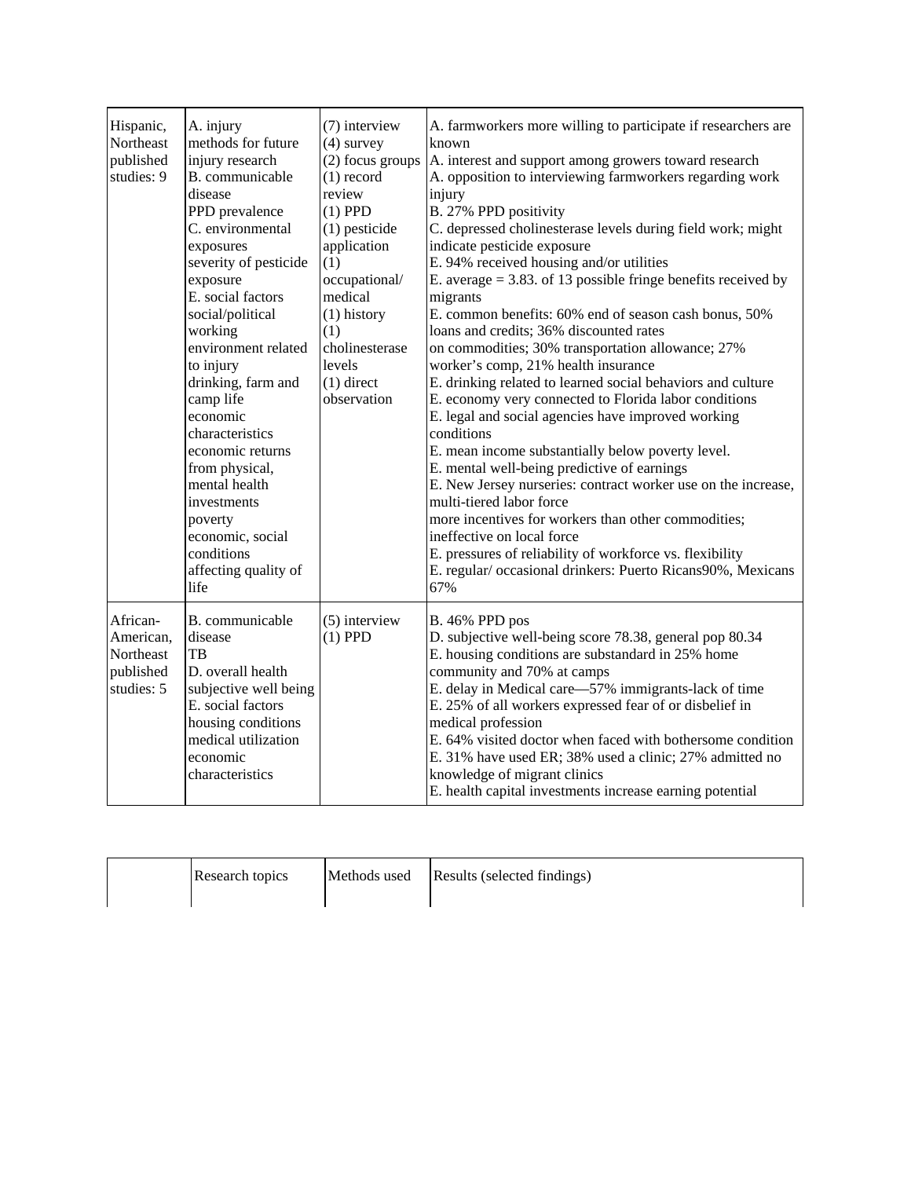| | | | |
|---|---|---|---|
| Hispanic, Northeast published studies: 9 | A. injury<br>methods for future injury research<br>B. communicable disease<br>PPD prevalence<br>C. environmental exposures<br>severity of pesticide exposure<br>E. social factors<br>social/political working environment related to injury<br>drinking, farm and camp life<br>economic characteristics<br>economic returns from physical, mental health investments<br>poverty<br>economic, social conditions affecting quality of life | (7) interview<br>(4) survey<br>(2) focus groups<br>(1) record review<br>(1) PPD<br>(1) pesticide application<br>(1) occupational/ medical<br>(1) history<br>(1) cholinesterase levels<br>(1) direct observation | A. farmworkers more willing to participate if researchers are known<br>A. interest and support among growers toward research<br>A. opposition to interviewing farmworkers regarding work injury<br>B. 27% PPD positivity<br>C. depressed cholinesterase levels during field work; might indicate pesticide exposure<br>E. 94% received housing and/or utilities<br>E. average = 3.83. of 13 possible fringe benefits received by migrants<br>E. common benefits: 60% end of season cash bonus, 50% loans and credits; 36% discounted rates on commodities; 30% transportation allowance; 27% worker's comp, 21% health insurance<br>E. drinking related to learned social behaviors and culture<br>E. economy very connected to Florida labor conditions<br>E. legal and social agencies have improved working conditions<br>E. mean income substantially below poverty level.<br>E. mental well-being predictive of earnings<br>E. New Jersey nurseries: contract worker use on the increase, multi-tiered labor force<br>more incentives for workers than other commodities; ineffective on local force<br>E. pressures of reliability of workforce vs. flexibility<br>E. regular/ occasional drinkers: Puerto Ricans90%, Mexicans 67% |
| African-American, Northeast published studies: 5 | B. communicable disease<br>TB<br>D. overall health<br>subjective well being<br>E. social factors<br>housing conditions<br>medical utilization<br>economic characteristics | (5) interview<br>(1) PPD | B. 46% PPD pos<br>D. subjective well-being score 78.38, general pop 80.34<br>E. housing conditions are substandard in 25% home community and 70% at camps<br>E. delay in Medical care—57% immigrants-lack of time<br>E. 25% of all workers expressed fear of or disbelief in medical profession<br>E. 64% visited doctor when faced with bothersome condition<br>E. 31% have used ER; 38% used a clinic; 27% admitted no knowledge of migrant clinics<br>E. health capital investments increase earning potential |

| | Research topics | Methods used | Results (selected findings) |
|---|---|---|---|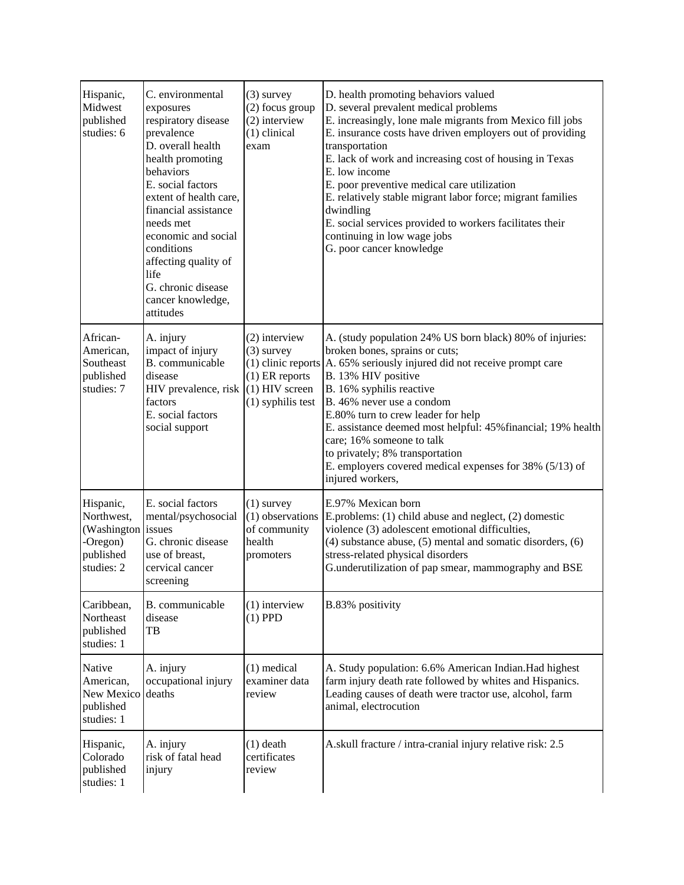| | | | |
|---|---|---|---|
| Hispanic, Midwest published studies: 6 | C. environmental exposures respiratory disease prevalence<br>D. overall health health promoting behaviors<br>E. social factors extent of health care, financial assistance needs met economic and social conditions affecting quality of life<br>G. chronic disease cancer knowledge, attitudes | (3) survey<br>(2) focus group<br>(2) interview<br>(1) clinical exam | D. health promoting behaviors valued<br>D. several prevalent medical problems<br>E. increasingly, lone male migrants from Mexico fill jobs<br>E. insurance costs have driven employers out of providing transportation<br>E. lack of work and increasing cost of housing in Texas<br>E. low income<br>E. poor preventive medical care utilization<br>E. relatively stable migrant labor force; migrant families dwindling<br>E. social services provided to workers facilitates their continuing in low wage jobs<br>G. poor cancer knowledge |
| African-American, Southeast published studies: 7 | A. injury impact of injury<br>B. communicable disease HIV prevalence, risk factors<br>E. social factors social support | (2) interview<br>(3) survey<br>(1) clinic reports<br>(1) ER reports<br>(1) HIV screen<br>(1) syphilis test | A. (study population 24% US born black) 80% of injuries: broken bones, sprains or cuts;<br>A. 65% seriously injured did not receive prompt care<br>B. 13% HIV positive<br>B. 16% syphilis reactive<br>B. 46% never use a condom<br>E.80% turn to crew leader for help<br>E. assistance deemed most helpful: 45%financial; 19% health care; 16% someone to talk to privately; 8% transportation<br>E. employers covered medical expenses for 38% (5/13) of injured workers, |
| Hispanic, Northwest, (Washington -Oregon) published studies: 2 | E. social factors mental/psychosocial issues<br>G. chronic disease use of breast, cervical cancer screening | (1) survey<br>(1) observations of community health promoters | E.97% Mexican born<br>E.problems: (1) child abuse and neglect, (2) domestic violence (3) adolescent emotional difficulties, (4) substance abuse, (5) mental and somatic disorders, (6) stress-related physical disorders<br>G.underutilization of pap smear, mammography and BSE |
| Caribbean, Northeast published studies: 1 | B. communicable disease TB | (1) interview<br>(1) PPD | B.83% positivity |
| Native American, New Mexico published studies: 1 | A. injury occupational injury deaths | (1) medical examiner data review | A. Study population: 6.6% American Indian.Had highest farm injury death rate followed by whites and Hispanics. Leading causes of death were tractor use, alcohol, farm animal, electrocution |
| Hispanic, Colorado published studies: 1 | A. injury risk of fatal head injury | (1) death certificates review | A.skull fracture / intra-cranial injury relative risk: 2.5 |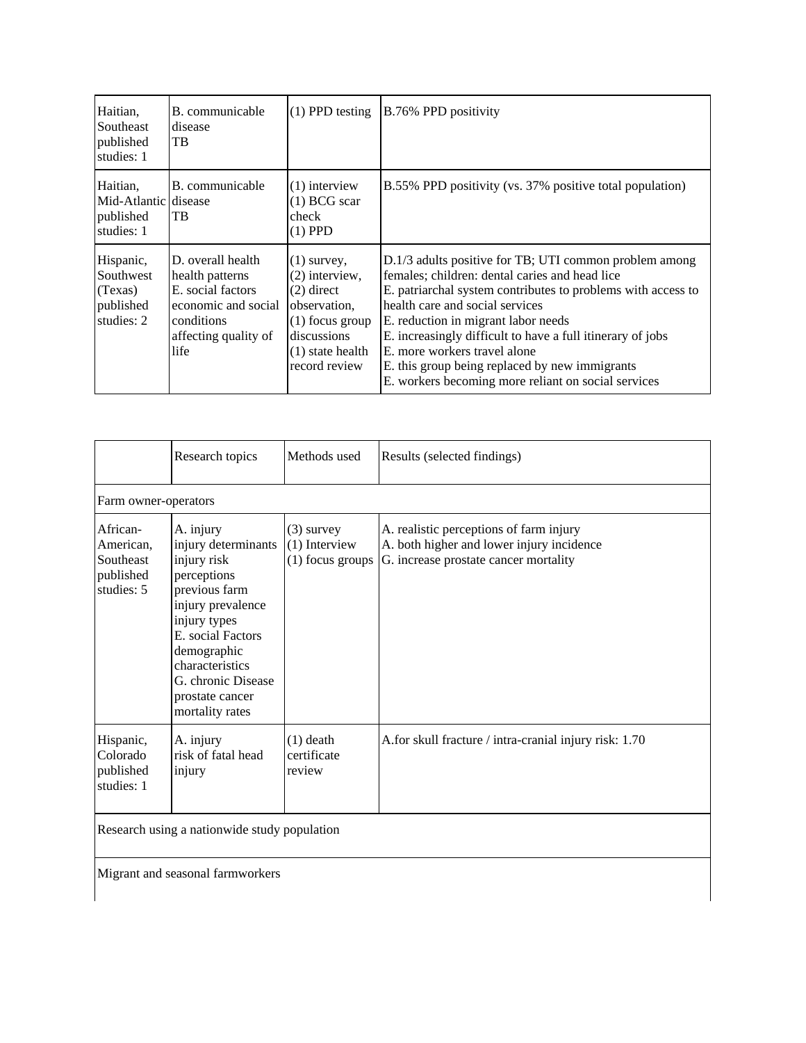| | | | |
|---|---|---|---|
| Haitian, Southeast published studies: 1 | B. communicable disease TB | (1) PPD testing | B.76% PPD positivity |
| Haitian, Mid-Atlantic published studies: 1 | B. communicable disease TB | (1) interview (1) BCG scar check (1) PPD | B.55% PPD positivity (vs. 37% positive total population) |
| Hispanic, Southwest (Texas) published studies: 2 | D. overall health health patterns E. social factors economic and social conditions affecting quality of life | (1) survey, (2) interview, (2) direct observation, (1) focus group discussions (1) state health record review | D.1/3 adults positive for TB; UTI common problem among females; children: dental caries and head lice E. patriarchal system contributes to problems with access to health care and social services E. reduction in migrant labor needs E. increasingly difficult to have a full itinerary of jobs E. more workers travel alone E. this group being replaced by new immigrants E. workers becoming more reliant on social services |

| | Research topics | Methods used | Results (selected findings) |
|---|---|---|---|
| Farm owner-operators | | | |
| African-American, Southeast published studies: 5 | A. injury injury determinants injury risk perceptions previous farm injury prevalence injury types E. social Factors demographic characteristics G. chronic Disease prostate cancer mortality rates | (3) survey (1) Interview (1) focus groups | A. realistic perceptions of farm injury A. both higher and lower injury incidence G. increase prostate cancer mortality |
| Hispanic, Colorado published studies: 1 | A. injury risk of fatal head injury | (1) death certificate review | A.for skull fracture / intra-cranial injury risk: 1.70 |
| Research using a nationwide study population | | | |
| Migrant and seasonal farmworkers | | | |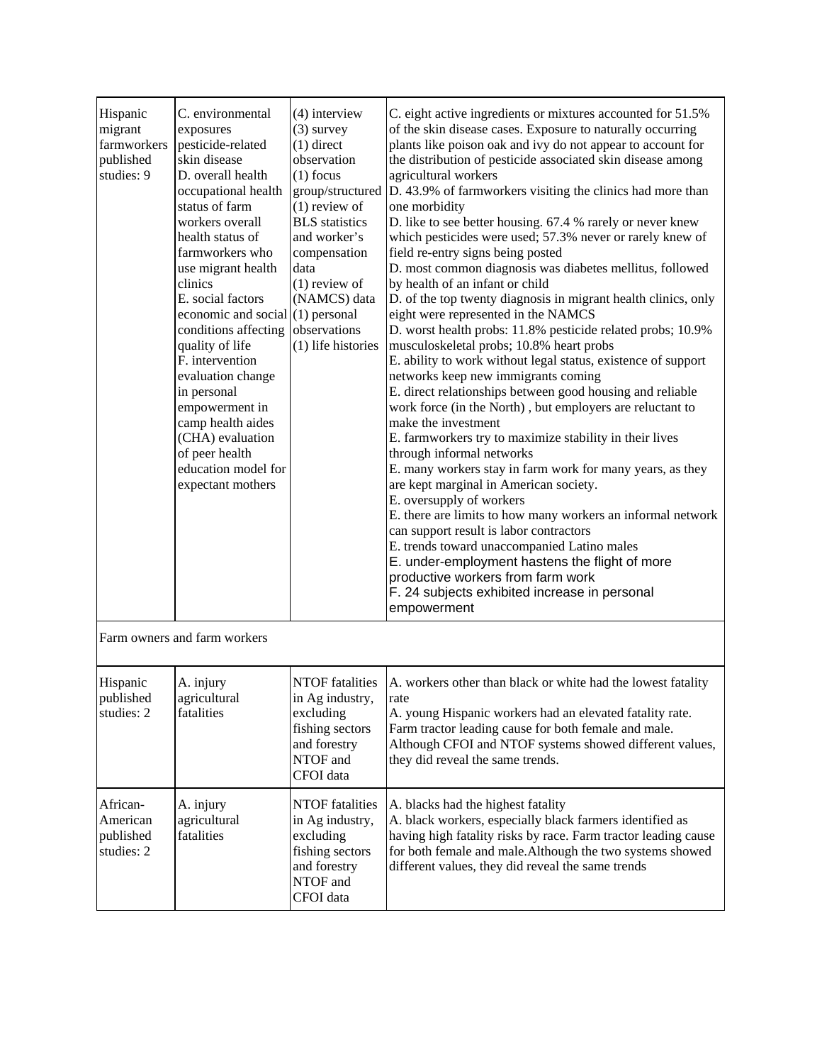| | | | |
|---|---|---|---|
| Hispanic migrant farmworkers published studies: 9 | C. environmental exposures pesticide-related skin disease<br>D. overall health occupational health status of farm workers overall health status of farmworkers who use migrant health clinics<br>E. social factors economic and social conditions affecting quality of life<br>F. intervention evaluation change in personal empowerment in camp health aides (CHA) evaluation of peer health education model for expectant mothers | (4) interview<br>(3) survey<br>(1) direct observation<br>(1) focus group/structured<br>(1) review of BLS statistics and worker's compensation data<br>(1) review of (NAMCS) data<br>(1) personal observations<br>(1) life histories | C. eight active ingredients or mixtures accounted for 51.5% of the skin disease cases. Exposure to naturally occurring plants like poison oak and ivy do not appear to account for the distribution of pesticide associated skin disease among agricultural workers<br>D. 43.9% of farmworkers visiting the clinics had more than one morbidity<br>D. like to see better housing. 67.4 % rarely or never knew which pesticides were used; 57.3% never or rarely knew of field re-entry signs being posted<br>D. most common diagnosis was diabetes mellitus, followed by health of an infant or child<br>D. of the top twenty diagnosis in migrant health clinics, only eight were represented in the NAMCS<br>D. worst health probs: 11.8% pesticide related probs; 10.9% musculoskeletal probs; 10.8% heart probs<br>E. ability to work without legal status, existence of support networks keep new immigrants coming<br>E. direct relationships between good housing and reliable work force (in the North) , but employers are reluctant to make the investment<br>E. farmworkers try to maximize stability in their lives through informal networks<br>E. many workers stay in farm work for many years, as they are kept marginal in American society.<br>E. oversupply of workers<br>E. there are limits to how many workers an informal network can support result is labor contractors<br>E. trends toward unaccompanied Latino males<br>E. under-employment hastens the flight of more productive workers from farm work<br>F. 24 subjects exhibited increase in personal empowerment |
| Farm owners and farm workers | | | |
| Hispanic published studies: 2 | A. injury agricultural fatalities | NTOF fatalities in Ag industry, excluding fishing sectors and forestry NTOF and CFOI data | A. workers other than black or white had the lowest fatality rate<br>A. young Hispanic workers had an elevated fatality rate. Farm tractor leading cause for both female and male. Although CFOI and NTOF systems showed different values, they did reveal the same trends. |
| African-American published studies: 2 | A. injury agricultural fatalities | NTOF fatalities in Ag industry, excluding fishing sectors and forestry NTOF and CFOI data | A. blacks had the highest fatality<br>A. black workers, especially black farmers identified as having high fatality risks by race. Farm tractor leading cause for both female and male.Although the two systems showed different values, they did reveal the same trends |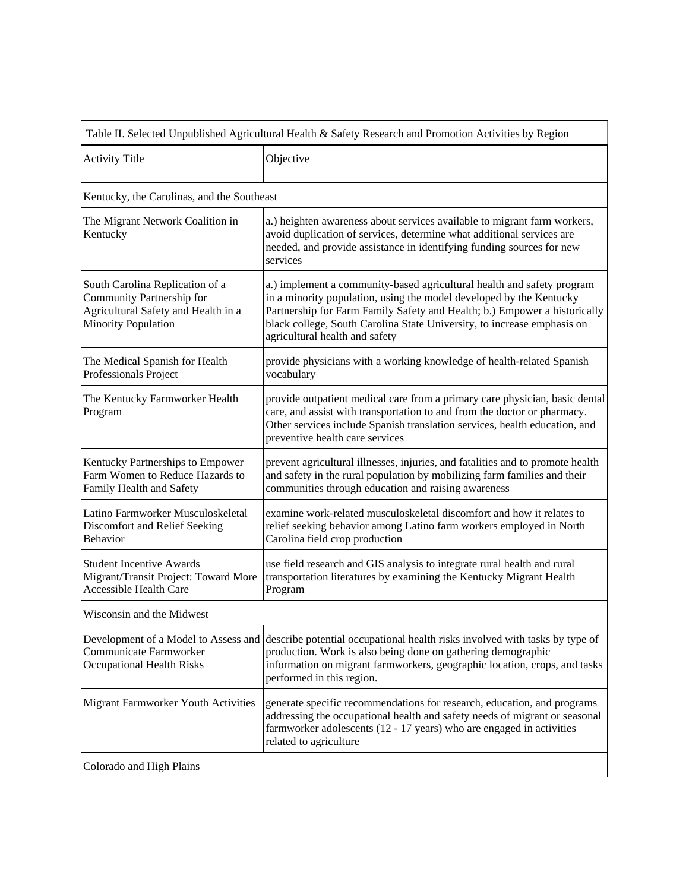Table II. Selected Unpublished Agricultural Health & Safety Research and Promotion Activities by Region

| Activity Title | Objective |
|---|---|
| Kentucky, the Carolinas, and the Southeast | |
| The Migrant Network Coalition in Kentucky | a.) heighten awareness about services available to migrant farm workers, avoid duplication of services, determine what additional services are needed, and provide assistance in identifying funding sources for new services |
| South Carolina Replication of a Community Partnership for Agricultural Safety and Health in a Minority Population | a.) implement a community-based agricultural health and safety program in a minority population, using the model developed by the Kentucky Partnership for Farm Family Safety and Health; b.) Empower a historically black college, South Carolina State University, to increase emphasis on agricultural health and safety |
| The Medical Spanish for Health Professionals Project | provide physicians with a working knowledge of health-related Spanish vocabulary |
| The Kentucky Farmworker Health Program | provide outpatient medical care from a primary care physician, basic dental care, and assist with transportation to and from the doctor or pharmacy. Other services include Spanish translation services, health education, and preventive health care services |
| Kentucky Partnerships to Empower Farm Women to Reduce Hazards to Family Health and Safety | prevent agricultural illnesses, injuries, and fatalities and to promote health and safety in the rural population by mobilizing farm families and their communities through education and raising awareness |
| Latino Farmworker Musculoskeletal Discomfort and Relief Seeking Behavior | examine work-related musculoskeletal discomfort and how it relates to relief seeking behavior among Latino farm workers employed in North Carolina field crop production |
| Student Incentive Awards Migrant/Transit Project: Toward More Accessible Health Care | use field research and GIS analysis to integrate rural health and rural transportation literatures by examining the Kentucky Migrant Health Program |
| Wisconsin and the Midwest | |
| Development of a Model to Assess and Communicate Farmworker Occupational Health Risks | describe potential occupational health risks involved with tasks by type of production. Work is also being done on gathering demographic information on migrant farmworkers, geographic location, crops, and tasks performed in this region. |
| Migrant Farmworker Youth Activities | generate specific recommendations for research, education, and programs addressing the occupational health and safety needs of migrant or seasonal farmworker adolescents (12 - 17 years) who are engaged in activities related to agriculture |
| Colorado and High Plains | |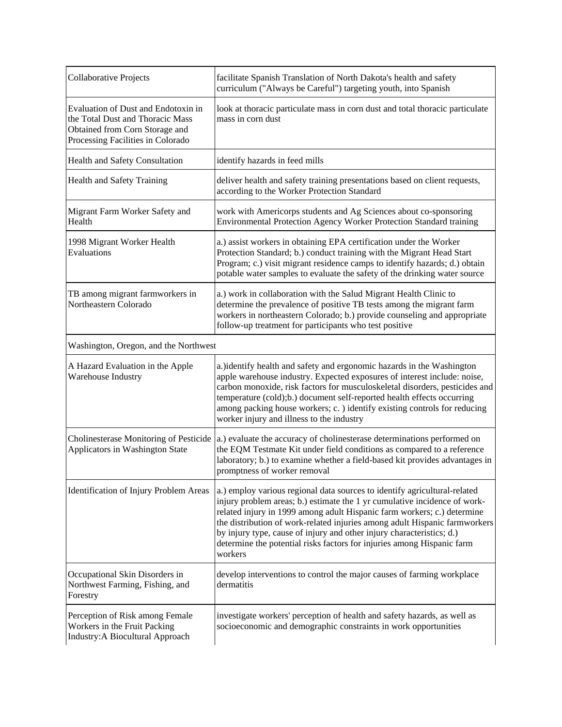| | |
|---|---|
| Collaborative Projects | facilitate Spanish Translation of North Dakota's health and safety curriculum ("Always be Careful") targeting youth, into Spanish |
| Evaluation of Dust and Endotoxin in the Total Dust and Thoracic Mass Obtained from Corn Storage and Processing Facilities in Colorado | look at thoracic particulate mass in corn dust and total thoracic particulate mass in corn dust |
| Health and Safety Consultation | identify hazards in feed mills |
| Health and Safety Training | deliver health and safety training presentations based on client requests, according to the Worker Protection Standard |
| Migrant Farm Worker Safety and Health | work with Americorps students and Ag Sciences about co-sponsoring Environmental Protection Agency Worker Protection Standard training |
| 1998 Migrant Worker Health Evaluations | a.) assist workers in obtaining EPA certification under the Worker Protection Standard; b.) conduct training with the Migrant Head Start Program; c.) visit migrant residence camps to identify hazards; d.) obtain potable water samples to evaluate the safety of the drinking water source |
| TB among migrant farmworkers in Northeastern Colorado | a.) work in collaboration with the Salud Migrant Health Clinic to determine the prevalence of positive TB tests among the migrant farm workers in northeastern Colorado; b.) provide counseling and appropriate follow-up treatment for participants who test positive |
| Washington, Oregon, and the Northwest | |
| A Hazard Evaluation in the Apple Warehouse Industry | a.)identify health and safety and ergonomic hazards in the Washington apple warehouse industry. Expected exposures of interest include: noise, carbon monoxide, risk factors for musculoskeletal disorders, pesticides and temperature (cold);b.) document self-reported health effects occurring among packing house workers; c. ) identify existing controls for reducing worker injury and illness to the industry |
| Cholinesterase Monitoring of Pesticide Applicators in Washington State | a.) evaluate the accuracy of cholinesterase determinations performed on the EQM Testmate Kit under field conditions as compared to a reference laboratory; b.) to examine whether a field-based kit provides advantages in promptness of worker removal |
| Identification of Injury Problem Areas | a.) employ various regional data sources to identify agricultural-related injury problem areas; b.) estimate the 1 yr cumulative incidence of work-related injury in 1999 among adult Hispanic farm workers; c.) determine the distribution of work-related injuries among adult Hispanic farmworkers by injury type, cause of injury and other injury characteristics; d.) determine the potential risks factors for injuries among Hispanic farm workers |
| Occupational Skin Disorders in Northwest Farming, Fishing, and Forestry | develop interventions to control the major causes of farming workplace dermatitis |
| Perception of Risk among Female Workers in the Fruit Packing Industry:A Biocultural Approach | investigate workers' perception of health and safety hazards, as well as socioeconomic and demographic constraints in work opportunities |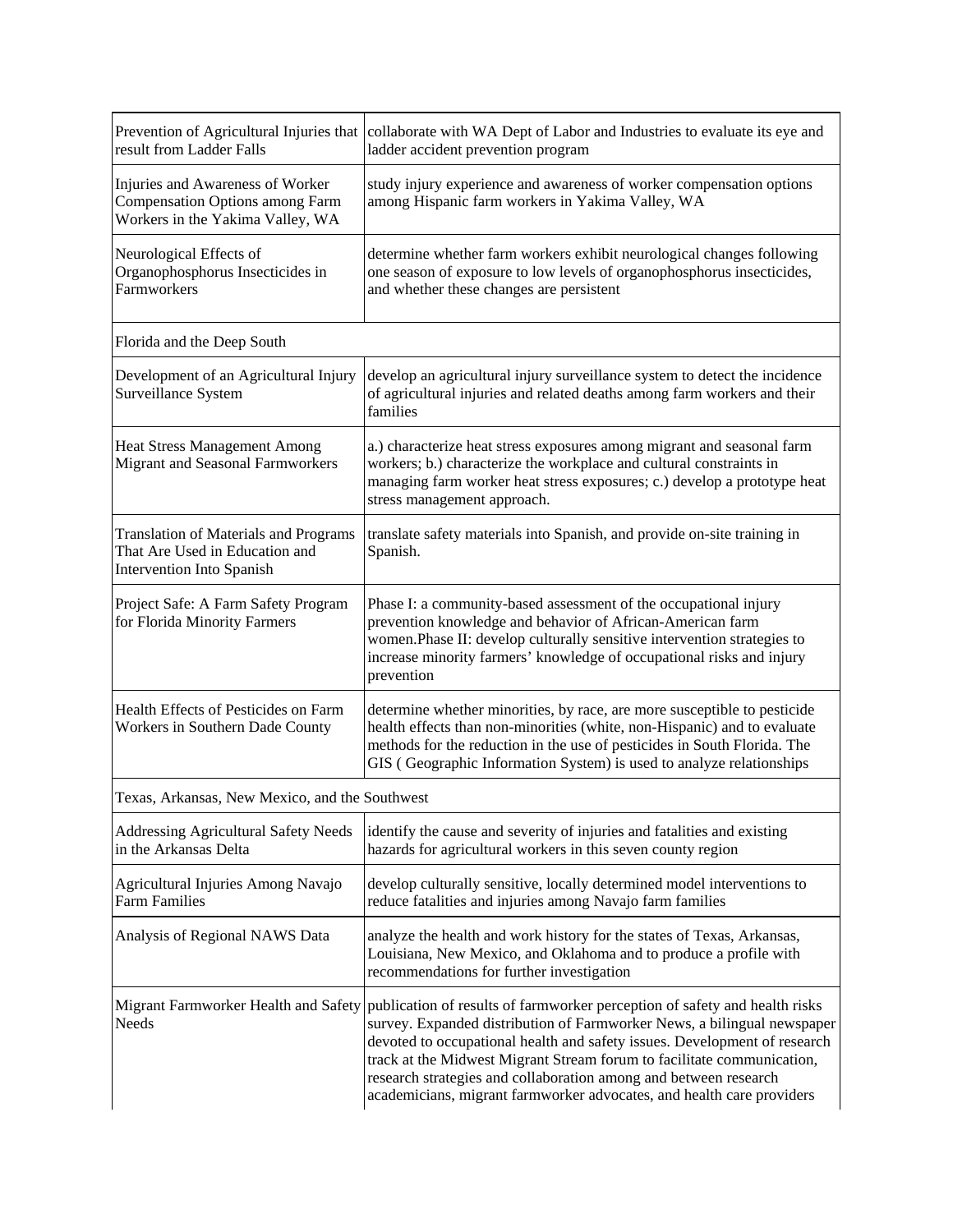| | |
|---|---|
| Prevention of Agricultural Injuries that result from Ladder Falls | collaborate with WA Dept of Labor and Industries to evaluate its eye and ladder accident prevention program |
| Injuries and Awareness of Worker Compensation Options among Farm Workers in the Yakima Valley, WA | study injury experience and awareness of worker compensation options among Hispanic farm workers in Yakima Valley, WA |
| Neurological Effects of Organophosphorus Insecticides in Farmworkers | determine whether farm workers exhibit neurological changes following one season of exposure to low levels of organophosphorus insecticides, and whether these changes are persistent |
| Florida and the Deep South | |
| Development of an Agricultural Injury Surveillance System | develop an agricultural injury surveillance system to detect the incidence of agricultural injuries and related deaths among farm workers and their families |
| Heat Stress Management Among Migrant and Seasonal Farmworkers | a.) characterize heat stress exposures among migrant and seasonal farm workers; b.) characterize the workplace and cultural constraints in managing farm worker heat stress exposures; c.) develop a prototype heat stress management approach. |
| Translation of Materials and Programs That Are Used in Education and Intervention Into Spanish | translate safety materials into Spanish, and provide on-site training in Spanish. |
| Project Safe: A Farm Safety Program for Florida Minority Farmers | Phase I: a community-based assessment of the occupational injury prevention knowledge and behavior of African-American farm women.Phase II: develop culturally sensitive intervention strategies to increase minority farmers' knowledge of occupational risks and injury prevention |
| Health Effects of Pesticides on Farm Workers in Southern Dade County | determine whether minorities, by race, are more susceptible to pesticide health effects than non-minorities (white, non-Hispanic) and to evaluate methods for the reduction in the use of pesticides in South Florida. The GIS ( Geographic Information System) is used to analyze relationships |
| Texas, Arkansas, New Mexico, and the Southwest | |
| Addressing Agricultural Safety Needs in the Arkansas Delta | identify the cause and severity of injuries and fatalities and existing hazards for agricultural workers in this seven county region |
| Agricultural Injuries Among Navajo Farm Families | develop culturally sensitive, locally determined model interventions to reduce fatalities and injuries among Navajo farm families |
| Analysis of Regional NAWS Data | analyze the health and work history for the states of Texas, Arkansas, Louisiana, New Mexico, and Oklahoma and to produce a profile with recommendations for further investigation |
| Migrant Farmworker Health and Safety Needs | publication of results of farmworker perception of safety and health risks survey. Expanded distribution of Farmworker News, a bilingual newspaper devoted to occupational health and safety issues. Development of research track at the Midwest Migrant Stream forum to facilitate communication, research strategies and collaboration among and between research academicians, migrant farmworker advocates, and health care providers |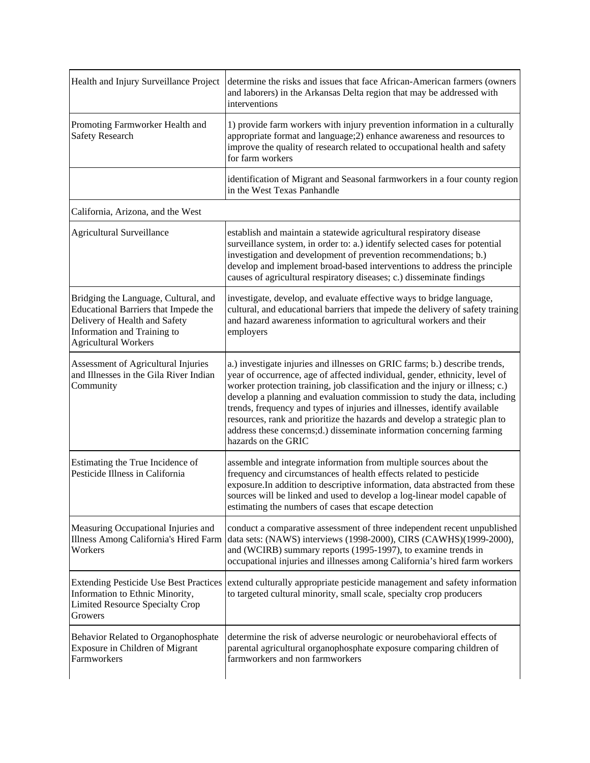| | |
|---|---|
| Health and Injury Surveillance Project | determine the risks and issues that face African-American farmers (owners and laborers) in the Arkansas Delta region that may be addressed with interventions |
| Promoting Farmworker Health and Safety Research | 1) provide farm workers with injury prevention information in a culturally appropriate format and language;2) enhance awareness and resources to improve the quality of research related to occupational health and safety for farm workers |
| | identification of Migrant and Seasonal farmworkers in a four county region in the West Texas Panhandle |
| California, Arizona, and the West | |
| Agricultural Surveillance | establish and maintain a statewide agricultural respiratory disease surveillance system, in order to: a.) identify selected cases for potential investigation and development of prevention recommendations; b.) develop and implement broad-based interventions to address the principle causes of agricultural respiratory diseases; c.) disseminate findings |
| Bridging the Language, Cultural, and Educational Barriers that Impede the Delivery of Health and Safety Information and Training to Agricultural Workers | investigate, develop, and evaluate effective ways to bridge language, cultural, and educational barriers that impede the delivery of safety training and hazard awareness information to agricultural workers and their employers |
| Assessment of Agricultural Injuries and Illnesses in the Gila River Indian Community | a.) investigate injuries and illnesses on GRIC farms; b.) describe trends, year of occurrence, age of affected individual, gender, ethnicity, level of worker protection training, job classification and the injury or illness; c.) develop a planning and evaluation commission to study the data, including trends, frequency and types of injuries and illnesses, identify available resources, rank and prioritize the hazards and develop a strategic plan to address these concerns;d.) disseminate information concerning farming hazards on the GRIC |
| Estimating the True Incidence of Pesticide Illness in California | assemble and integrate information from multiple sources about the frequency and circumstances of health effects related to pesticide exposure.In addition to descriptive information, data abstracted from these sources will be linked and used to develop a log-linear model capable of estimating the numbers of cases that escape detection |
| Measuring Occupational Injuries and Illness Among California's Hired Farm Workers | conduct a comparative assessment of three independent recent unpublished data sets: (NAWS) interviews (1998-2000), CIRS (CAWHS)(1999-2000), and (WCIRB) summary reports (1995-1997), to examine trends in occupational injuries and illnesses among California's hired farm workers |
| Extending Pesticide Use Best Practices Information to Ethnic Minority, Limited Resource Specialty Crop Growers | extend culturally appropriate pesticide management and safety information to targeted cultural minority, small scale, specialty crop producers |
| Behavior Related to Organophosphate Exposure in Children of Migrant Farmworkers | determine the risk of adverse neurologic or neurobehavioral effects of parental agricultural organophosphate exposure comparing children of farmworkers and non farmworkers |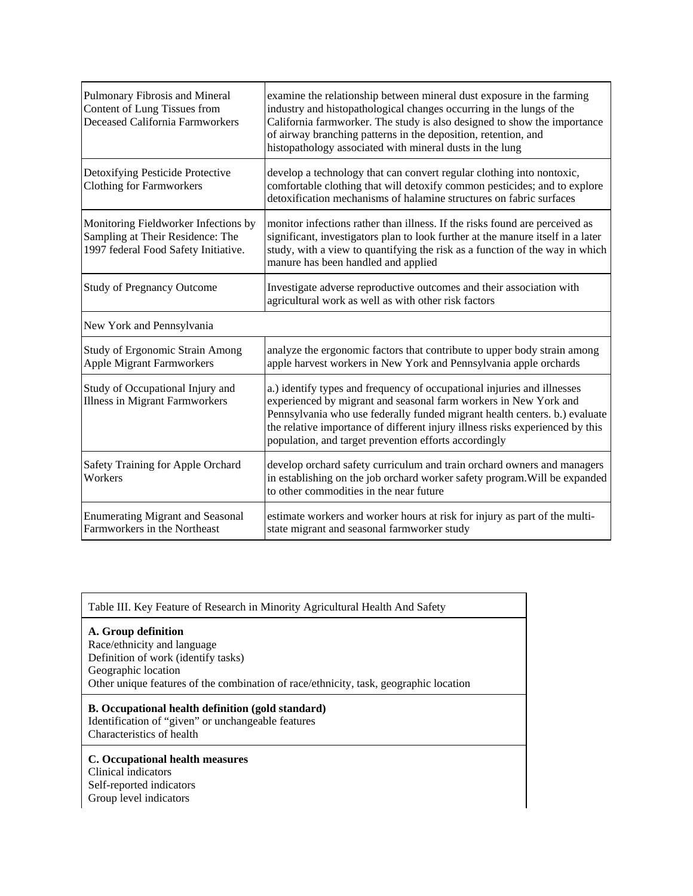| | |
|---|---|
| Pulmonary Fibrosis and Mineral Content of Lung Tissues from Deceased California Farmworkers | examine the relationship between mineral dust exposure in the farming industry and histopathological changes occurring in the lungs of the California farmworker. The study is also designed to show the importance of airway branching patterns in the deposition, retention, and histopathology associated with mineral dusts in the lung |
| Detoxifying Pesticide Protective Clothing for Farmworkers | develop a technology that can convert regular clothing into nontoxic, comfortable clothing that will detoxify common pesticides; and to explore detoxification mechanisms of halamine structures on fabric surfaces |
| Monitoring Fieldworker Infections by Sampling at Their Residence: The 1997 federal Food Safety Initiative. | monitor infections rather than illness. If the risks found are perceived as significant, investigators plan to look further at the manure itself in a later study, with a view to quantifying the risk as a function of the way in which manure has been handled and applied |
| Study of Pregnancy Outcome | Investigate adverse reproductive outcomes and their association with agricultural work as well as with other risk factors |
| New York and Pennsylvania | |
| Study of Ergonomic Strain Among Apple Migrant Farmworkers | analyze the ergonomic factors that contribute to upper body strain among apple harvest workers in New York and Pennsylvania apple orchards |
| Study of Occupational Injury and Illness in Migrant Farmworkers | a.) identify types and frequency of occupational injuries and illnesses experienced by migrant and seasonal farm workers in New York and Pennsylvania who use federally funded migrant health centers. b.) evaluate the relative importance of different injury illness risks experienced by this population, and target prevention efforts accordingly |
| Safety Training for Apple Orchard Workers | develop orchard safety curriculum and train orchard owners and managers in establishing on the job orchard worker safety program.Will be expanded to other commodities in the near future |
| Enumerating Migrant and Seasonal Farmworkers in the Northeast | estimate workers and worker hours at risk for injury as part of the multi-state migrant and seasonal farmworker study |

| Table III. Key Feature of Research in Minority Agricultural Health And Safety |
|---|
| **A. Group definition**<br>Race/ethnicity and language<br>Definition of work (identify tasks)<br>Geographic location<br>Other unique features of the combination of race/ethnicity, task, geographic location |
| **B. Occupational health definition (gold standard)**<br>Identification of "given" or unchangeable features<br>Characteristics of health |
| **C. Occupational health measures**<br>Clinical indicators<br>Self-reported indicators<br>Group level indicators |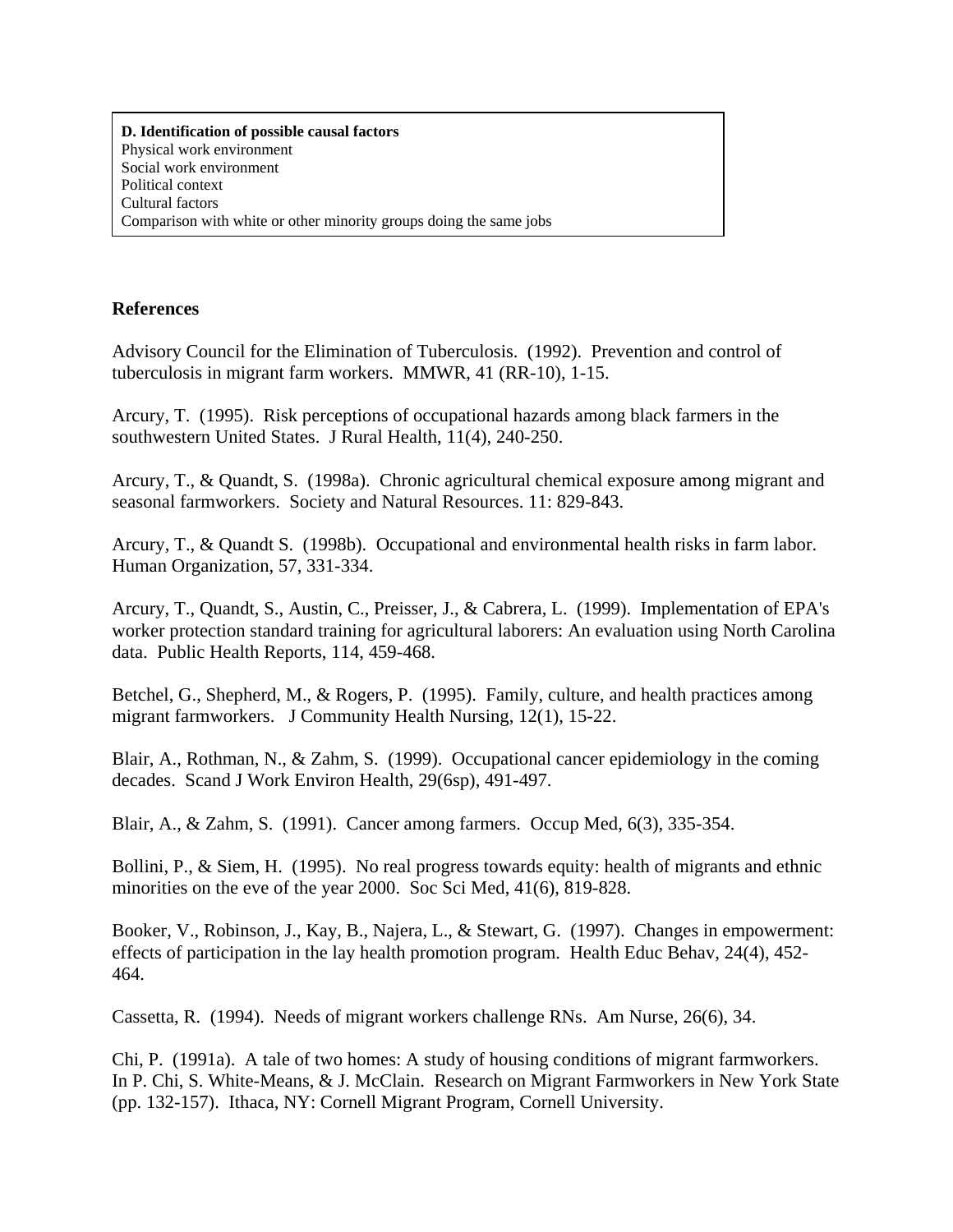**D. Identification of possible causal factors**
Physical work environment
Social work environment
Political context
Cultural factors
Comparison with white or other minority groups doing the same jobs

## References

Advisory Council for the Elimination of Tuberculosis. (1992). Prevention and control of tuberculosis in migrant farm workers. MMWR, 41 (RR-10), 1-15.

Arcury, T. (1995). Risk perceptions of occupational hazards among black farmers in the southwestern United States. J Rural Health, 11(4), 240-250.

Arcury, T., & Quandt, S. (1998a). Chronic agricultural chemical exposure among migrant and seasonal farmworkers. Society and Natural Resources. 11: 829-843.

Arcury, T., & Quandt S. (1998b). Occupational and environmental health risks in farm labor. Human Organization, 57, 331-334.

Arcury, T., Quandt, S., Austin, C., Preisser, J., & Cabrera, L. (1999). Implementation of EPA's worker protection standard training for agricultural laborers: An evaluation using North Carolina data. Public Health Reports, 114, 459-468.

Betchel, G., Shepherd, M., & Rogers, P. (1995). Family, culture, and health practices among migrant farmworkers. J Community Health Nursing, 12(1), 15-22.

Blair, A., Rothman, N., & Zahm, S. (1999). Occupational cancer epidemiology in the coming decades. Scand J Work Environ Health, 29(6sp), 491-497.

Blair, A., & Zahm, S. (1991). Cancer among farmers. Occup Med, 6(3), 335-354.

Bollini, P., & Siem, H. (1995). No real progress towards equity: health of migrants and ethnic minorities on the eve of the year 2000. Soc Sci Med, 41(6), 819-828.

Booker, V., Robinson, J., Kay, B., Najera, L., & Stewart, G. (1997). Changes in empowerment: effects of participation in the lay health promotion program. Health Educ Behav, 24(4), 452-464.

Cassetta, R. (1994). Needs of migrant workers challenge RNs. Am Nurse, 26(6), 34.

Chi, P. (1991a). A tale of two homes: A study of housing conditions of migrant farmworkers. In P. Chi, S. White-Means, & J. McClain. Research on Migrant Farmworkers in New York State (pp. 132-157). Ithaca, NY: Cornell Migrant Program, Cornell University.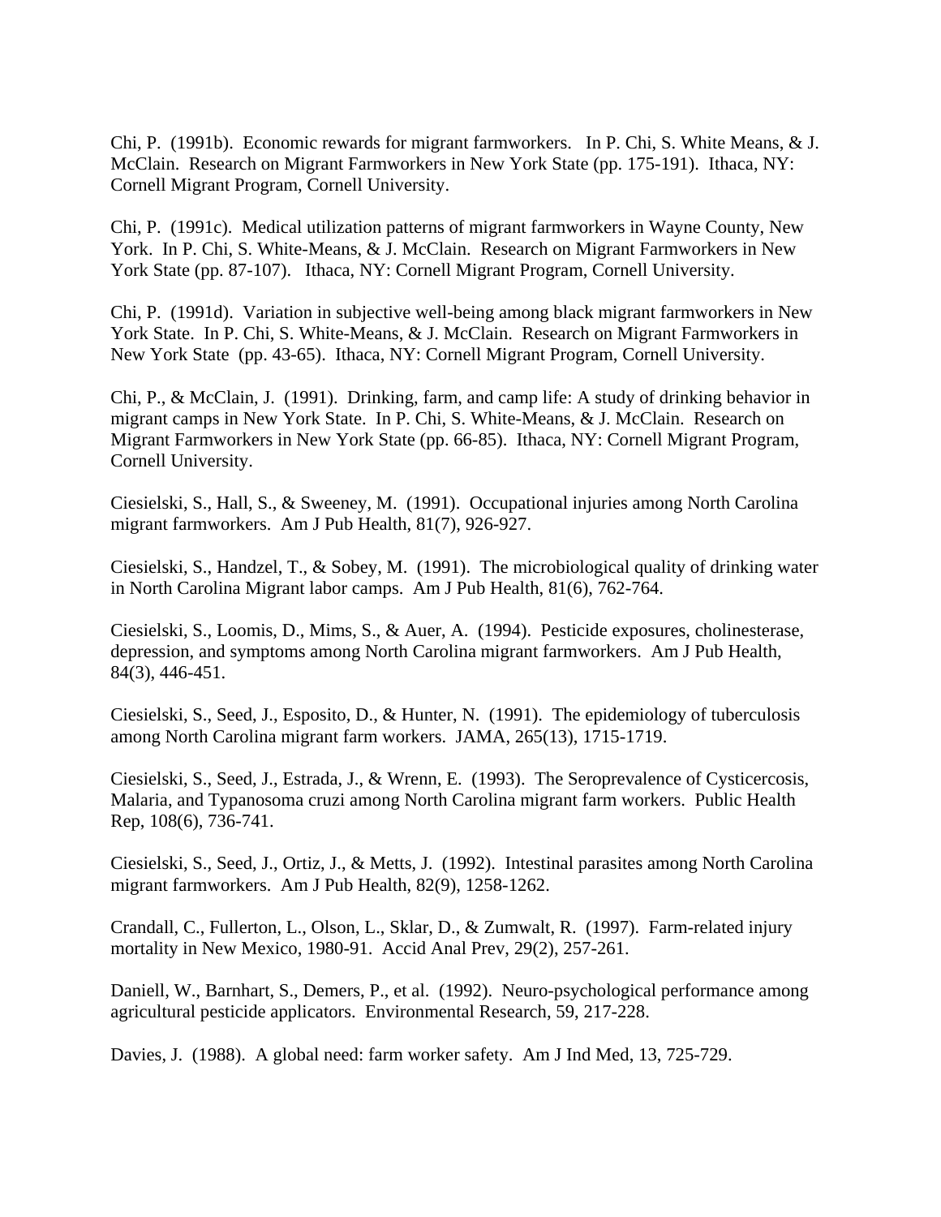Chi, P. (1991b). Economic rewards for migrant farmworkers. In P. Chi, S. White Means, & J. McClain. Research on Migrant Farmworkers in New York State (pp. 175-191). Ithaca, NY: Cornell Migrant Program, Cornell University.

Chi, P. (1991c). Medical utilization patterns of migrant farmworkers in Wayne County, New York. In P. Chi, S. White-Means, & J. McClain. Research on Migrant Farmworkers in New York State (pp. 87-107). Ithaca, NY: Cornell Migrant Program, Cornell University.

Chi, P. (1991d). Variation in subjective well-being among black migrant farmworkers in New York State. In P. Chi, S. White-Means, & J. McClain. Research on Migrant Farmworkers in New York State (pp. 43-65). Ithaca, NY: Cornell Migrant Program, Cornell University.

Chi, P., & McClain, J. (1991). Drinking, farm, and camp life: A study of drinking behavior in migrant camps in New York State. In P. Chi, S. White-Means, & J. McClain. Research on Migrant Farmworkers in New York State (pp. 66-85). Ithaca, NY: Cornell Migrant Program, Cornell University.

Ciesielski, S., Hall, S., & Sweeney, M. (1991). Occupational injuries among North Carolina migrant farmworkers. Am J Pub Health, 81(7), 926-927.

Ciesielski, S., Handzel, T., & Sobey, M. (1991). The microbiological quality of drinking water in North Carolina Migrant labor camps. Am J Pub Health, 81(6), 762-764.

Ciesielski, S., Loomis, D., Mims, S., & Auer, A. (1994). Pesticide exposures, cholinesterase, depression, and symptoms among North Carolina migrant farmworkers. Am J Pub Health, 84(3), 446-451.

Ciesielski, S., Seed, J., Esposito, D., & Hunter, N. (1991). The epidemiology of tuberculosis among North Carolina migrant farm workers. JAMA, 265(13), 1715-1719.

Ciesielski, S., Seed, J., Estrada, J., & Wrenn, E. (1993). The Seroprevalence of Cysticercosis, Malaria, and Typanosoma cruzi among North Carolina migrant farm workers. Public Health Rep, 108(6), 736-741.

Ciesielski, S., Seed, J., Ortiz, J., & Metts, J. (1992). Intestinal parasites among North Carolina migrant farmworkers. Am J Pub Health, 82(9), 1258-1262.

Crandall, C., Fullerton, L., Olson, L., Sklar, D., & Zumwalt, R. (1997). Farm-related injury mortality in New Mexico, 1980-91. Accid Anal Prev, 29(2), 257-261.

Daniell, W., Barnhart, S., Demers, P., et al. (1992). Neuro-psychological performance among agricultural pesticide applicators. Environmental Research, 59, 217-228.

Davies, J. (1988). A global need: farm worker safety. Am J Ind Med, 13, 725-729.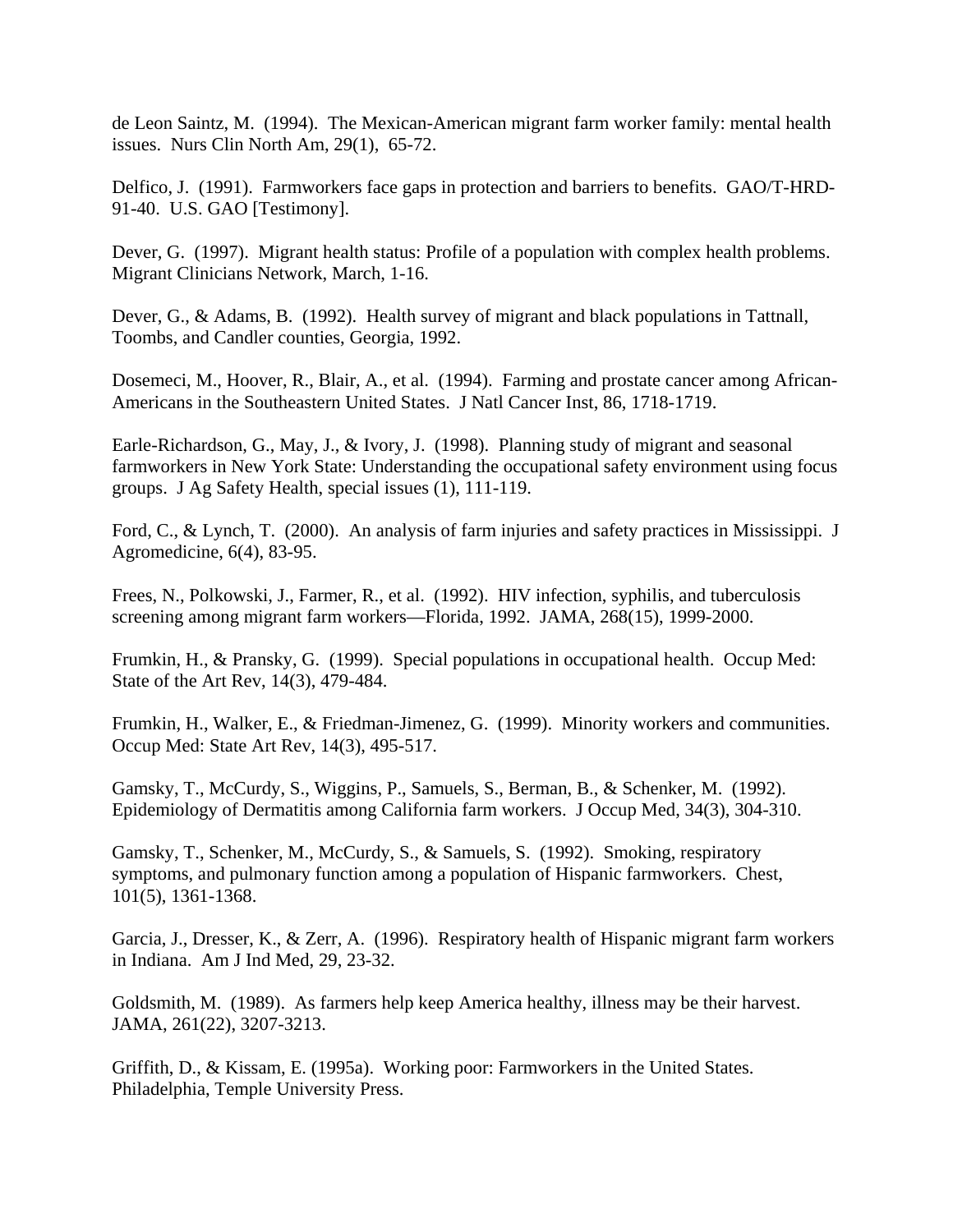de Leon Saintz, M. (1994). The Mexican-American migrant farm worker family: mental health issues. Nurs Clin North Am, 29(1), 65-72.

Delfico, J. (1991). Farmworkers face gaps in protection and barriers to benefits. GAO/T-HRD-91-40. U.S. GAO [Testimony].

Dever, G. (1997). Migrant health status: Profile of a population with complex health problems. Migrant Clinicians Network, March, 1-16.

Dever, G., & Adams, B. (1992). Health survey of migrant and black populations in Tattnall, Toombs, and Candler counties, Georgia, 1992.

Dosemeci, M., Hoover, R., Blair, A., et al. (1994). Farming and prostate cancer among African-Americans in the Southeastern United States. J Natl Cancer Inst, 86, 1718-1719.

Earle-Richardson, G., May, J., & Ivory, J. (1998). Planning study of migrant and seasonal farmworkers in New York State: Understanding the occupational safety environment using focus groups. J Ag Safety Health, special issues (1), 111-119.

Ford, C., & Lynch, T. (2000). An analysis of farm injuries and safety practices in Mississippi. J Agromedicine, 6(4), 83-95.

Frees, N., Polkowski, J., Farmer, R., et al. (1992). HIV infection, syphilis, and tuberculosis screening among migrant farm workers—Florida, 1992. JAMA, 268(15), 1999-2000.

Frumkin, H., & Pransky, G. (1999). Special populations in occupational health. Occup Med: State of the Art Rev, 14(3), 479-484.

Frumkin, H., Walker, E., & Friedman-Jimenez, G. (1999). Minority workers and communities. Occup Med: State Art Rev, 14(3), 495-517.

Gamsky, T., McCurdy, S., Wiggins, P., Samuels, S., Berman, B., & Schenker, M. (1992). Epidemiology of Dermatitis among California farm workers. J Occup Med, 34(3), 304-310.

Gamsky, T., Schenker, M., McCurdy, S., & Samuels, S. (1992). Smoking, respiratory symptoms, and pulmonary function among a population of Hispanic farmworkers. Chest, 101(5), 1361-1368.

Garcia, J., Dresser, K., & Zerr, A. (1996). Respiratory health of Hispanic migrant farm workers in Indiana. Am J Ind Med, 29, 23-32.

Goldsmith, M. (1989). As farmers help keep America healthy, illness may be their harvest. JAMA, 261(22), 3207-3213.

Griffith, D., & Kissam, E. (1995a). Working poor: Farmworkers in the United States. Philadelphia, Temple University Press.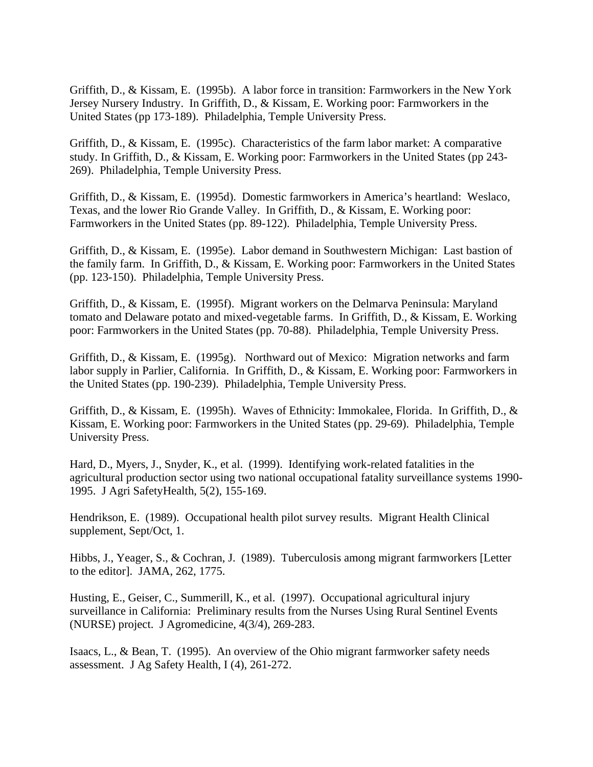Griffith, D., & Kissam, E. (1995b). A labor force in transition: Farmworkers in the New York Jersey Nursery Industry. In Griffith, D., & Kissam, E. Working poor: Farmworkers in the United States (pp 173-189). Philadelphia, Temple University Press.

Griffith, D., & Kissam, E. (1995c). Characteristics of the farm labor market: A comparative study. In Griffith, D., & Kissam, E. Working poor: Farmworkers in the United States (pp 243-269). Philadelphia, Temple University Press.

Griffith, D., & Kissam, E. (1995d). Domestic farmworkers in America's heartland: Weslaco, Texas, and the lower Rio Grande Valley. In Griffith, D., & Kissam, E. Working poor: Farmworkers in the United States (pp. 89-122). Philadelphia, Temple University Press.

Griffith, D., & Kissam, E. (1995e). Labor demand in Southwestern Michigan: Last bastion of the family farm. In Griffith, D., & Kissam, E. Working poor: Farmworkers in the United States (pp. 123-150). Philadelphia, Temple University Press.

Griffith, D., & Kissam, E. (1995f). Migrant workers on the Delmarva Peninsula: Maryland tomato and Delaware potato and mixed-vegetable farms. In Griffith, D., & Kissam, E. Working poor: Farmworkers in the United States (pp. 70-88). Philadelphia, Temple University Press.

Griffith, D., & Kissam, E. (1995g). Northward out of Mexico: Migration networks and farm labor supply in Parlier, California. In Griffith, D., & Kissam, E. Working poor: Farmworkers in the United States (pp. 190-239). Philadelphia, Temple University Press.

Griffith, D., & Kissam, E. (1995h). Waves of Ethnicity: Immokalee, Florida. In Griffith, D., & Kissam, E. Working poor: Farmworkers in the United States (pp. 29-69). Philadelphia, Temple University Press.

Hard, D., Myers, J., Snyder, K., et al. (1999). Identifying work-related fatalities in the agricultural production sector using two national occupational fatality surveillance systems 1990-1995. J Agri SafetyHealth, 5(2), 155-169.

Hendrikson, E. (1989). Occupational health pilot survey results. Migrant Health Clinical supplement, Sept/Oct, 1.

Hibbs, J., Yeager, S., & Cochran, J. (1989). Tuberculosis among migrant farmworkers [Letter to the editor]. JAMA, 262, 1775.

Husting, E., Geiser, C., Summerill, K., et al. (1997). Occupational agricultural injury surveillance in California: Preliminary results from the Nurses Using Rural Sentinel Events (NURSE) project. J Agromedicine, 4(3/4), 269-283.

Isaacs, L., & Bean, T. (1995). An overview of the Ohio migrant farmworker safety needs assessment. J Ag Safety Health, I (4), 261-272.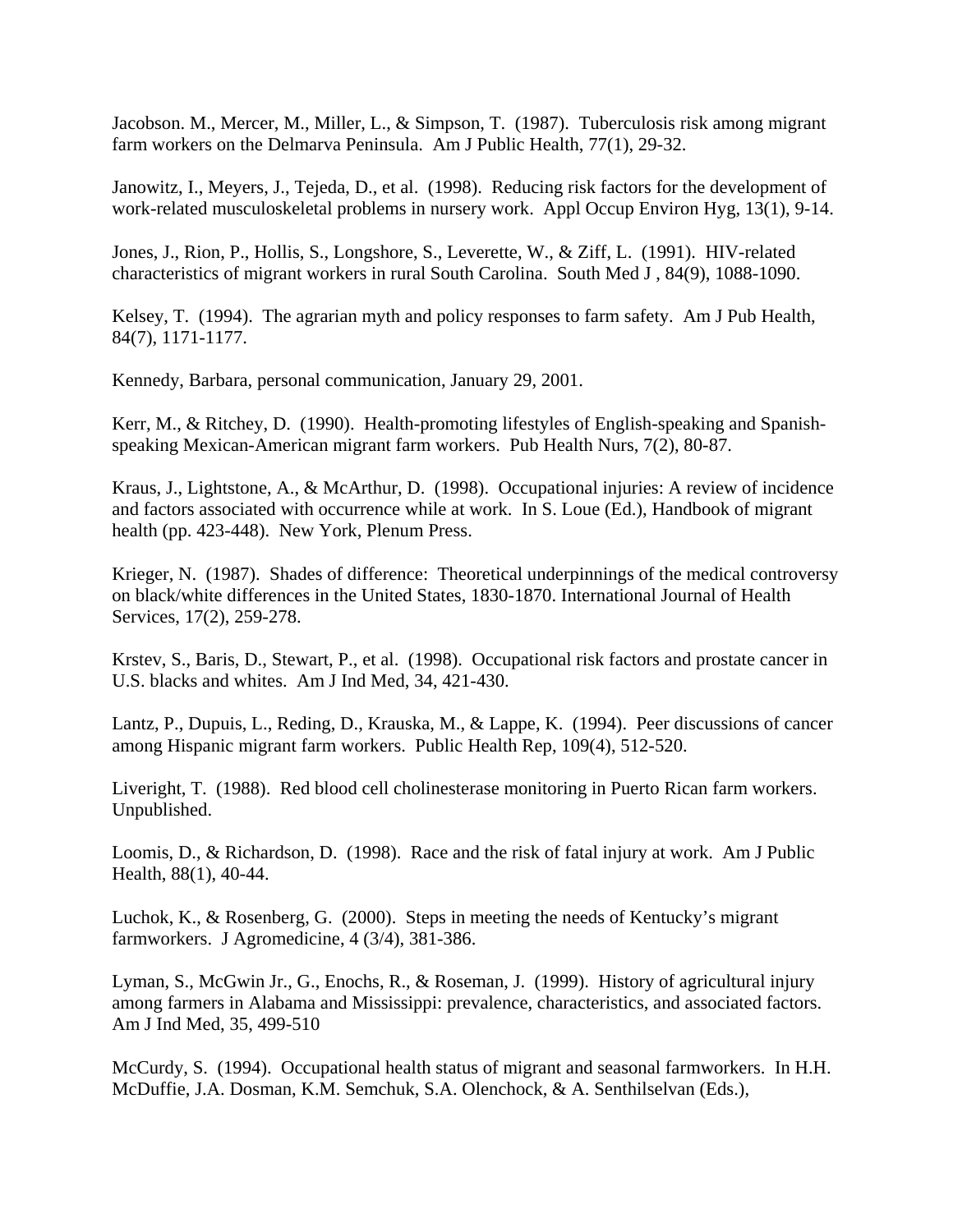Jacobson. M., Mercer, M., Miller, L., & Simpson, T. (1987). Tuberculosis risk among migrant farm workers on the Delmarva Peninsula. Am J Public Health, 77(1), 29-32.

Janowitz, I., Meyers, J., Tejeda, D., et al. (1998). Reducing risk factors for the development of work-related musculoskeletal problems in nursery work. Appl Occup Environ Hyg, 13(1), 9-14.

Jones, J., Rion, P., Hollis, S., Longshore, S., Leverette, W., & Ziff, L. (1991). HIV-related characteristics of migrant workers in rural South Carolina. South Med J , 84(9), 1088-1090.

Kelsey, T. (1994). The agrarian myth and policy responses to farm safety. Am J Pub Health, 84(7), 1171-1177.

Kennedy, Barbara, personal communication, January 29, 2001.

Kerr, M., & Ritchey, D. (1990). Health-promoting lifestyles of English-speaking and Spanish-speaking Mexican-American migrant farm workers. Pub Health Nurs, 7(2), 80-87.

Kraus, J., Lightstone, A., & McArthur, D. (1998). Occupational injuries: A review of incidence and factors associated with occurrence while at work. In S. Loue (Ed.), Handbook of migrant health (pp. 423-448). New York, Plenum Press.

Krieger, N. (1987). Shades of difference: Theoretical underpinnings of the medical controversy on black/white differences in the United States, 1830-1870. International Journal of Health Services, 17(2), 259-278.

Krstev, S., Baris, D., Stewart, P., et al. (1998). Occupational risk factors and prostate cancer in U.S. blacks and whites. Am J Ind Med, 34, 421-430.

Lantz, P., Dupuis, L., Reding, D., Krauska, M., & Lappe, K. (1994). Peer discussions of cancer among Hispanic migrant farm workers. Public Health Rep, 109(4), 512-520.

Liveright, T. (1988). Red blood cell cholinesterase monitoring in Puerto Rican farm workers. Unpublished.

Loomis, D., & Richardson, D. (1998). Race and the risk of fatal injury at work. Am J Public Health, 88(1), 40-44.

Luchok, K., & Rosenberg, G. (2000). Steps in meeting the needs of Kentucky's migrant farmworkers. J Agromedicine, 4 (3/4), 381-386.

Lyman, S., McGwin Jr., G., Enochs, R., & Roseman, J. (1999). History of agricultural injury among farmers in Alabama and Mississippi: prevalence, characteristics, and associated factors. Am J Ind Med, 35, 499-510

McCurdy, S. (1994). Occupational health status of migrant and seasonal farmworkers. In H.H. McDuffie, J.A. Dosman, K.M. Semchuk, S.A. Olenchock, & A. Senthilselvan (Eds.),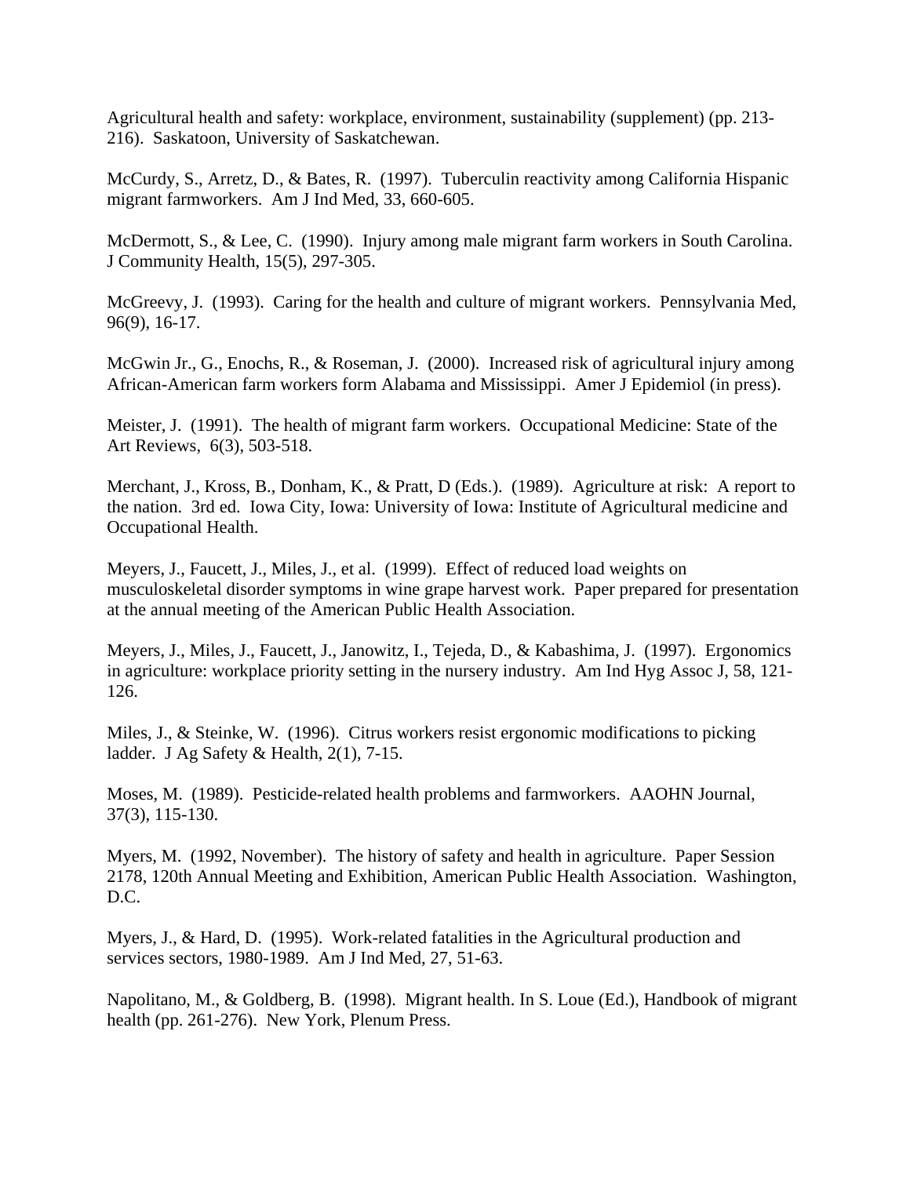Agricultural health and safety: workplace, environment, sustainability (supplement) (pp. 213-216). Saskatoon, University of Saskatchewan.

McCurdy, S., Arretz, D., & Bates, R. (1997). Tuberculin reactivity among California Hispanic migrant farmworkers. Am J Ind Med, 33, 660-605.

McDermott, S., & Lee, C. (1990). Injury among male migrant farm workers in South Carolina. J Community Health, 15(5), 297-305.

McGreevy, J. (1993). Caring for the health and culture of migrant workers. Pennsylvania Med, 96(9), 16-17.

McGwin Jr., G., Enochs, R., & Roseman, J. (2000). Increased risk of agricultural injury among African-American farm workers form Alabama and Mississippi. Amer J Epidemiol (in press).

Meister, J. (1991). The health of migrant farm workers. Occupational Medicine: State of the Art Reviews, 6(3), 503-518.

Merchant, J., Kross, B., Donham, K., & Pratt, D (Eds.). (1989). Agriculture at risk: A report to the nation. 3rd ed. Iowa City, Iowa: University of Iowa: Institute of Agricultural medicine and Occupational Health.

Meyers, J., Faucett, J., Miles, J., et al. (1999). Effect of reduced load weights on musculoskeletal disorder symptoms in wine grape harvest work. Paper prepared for presentation at the annual meeting of the American Public Health Association.

Meyers, J., Miles, J., Faucett, J., Janowitz, I., Tejeda, D., & Kabashima, J. (1997). Ergonomics in agriculture: workplace priority setting in the nursery industry. Am Ind Hyg Assoc J, 58, 121-126.

Miles, J., & Steinke, W. (1996). Citrus workers resist ergonomic modifications to picking ladder. J Ag Safety & Health, 2(1), 7-15.

Moses, M. (1989). Pesticide-related health problems and farmworkers. AAOHN Journal, 37(3), 115-130.

Myers, M. (1992, November). The history of safety and health in agriculture. Paper Session 2178, 120th Annual Meeting and Exhibition, American Public Health Association. Washington, D.C.

Myers, J., & Hard, D. (1995). Work-related fatalities in the Agricultural production and services sectors, 1980-1989. Am J Ind Med, 27, 51-63.

Napolitano, M., & Goldberg, B. (1998). Migrant health. In S. Loue (Ed.), Handbook of migrant health (pp. 261-276). New York, Plenum Press.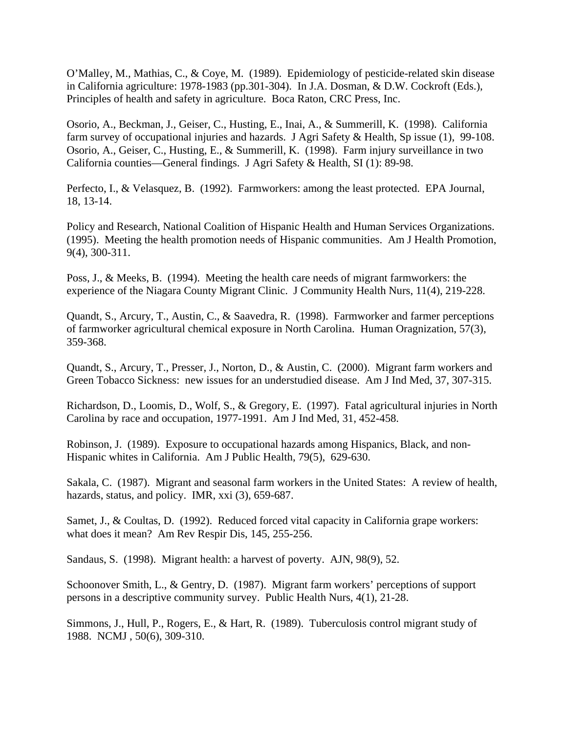O'Malley, M., Mathias, C., & Coye, M. (1989). Epidemiology of pesticide-related skin disease in California agriculture: 1978-1983 (pp.301-304). In J.A. Dosman, & D.W. Cockroft (Eds.), Principles of health and safety in agriculture. Boca Raton, CRC Press, Inc.

Osorio, A., Beckman, J., Geiser, C., Husting, E., Inai, A., & Summerill, K. (1998). California farm survey of occupational injuries and hazards. J Agri Safety & Health, Sp issue (1), 99-108.
Osorio, A., Geiser, C., Husting, E., & Summerill, K. (1998). Farm injury surveillance in two California counties—General findings. J Agri Safety & Health, SI (1): 89-98.

Perfecto, I., & Velasquez, B. (1992). Farmworkers: among the least protected. EPA Journal, 18, 13-14.

Policy and Research, National Coalition of Hispanic Health and Human Services Organizations. (1995). Meeting the health promotion needs of Hispanic communities. Am J Health Promotion, 9(4), 300-311.

Poss, J., & Meeks, B. (1994). Meeting the health care needs of migrant farmworkers: the experience of the Niagara County Migrant Clinic. J Community Health Nurs, 11(4), 219-228.

Quandt, S., Arcury, T., Austin, C., & Saavedra, R. (1998). Farmworker and farmer perceptions of farmworker agricultural chemical exposure in North Carolina. Human Oragnization, 57(3), 359-368.

Quandt, S., Arcury, T., Presser, J., Norton, D., & Austin, C. (2000). Migrant farm workers and Green Tobacco Sickness: new issues for an understudied disease. Am J Ind Med, 37, 307-315.

Richardson, D., Loomis, D., Wolf, S., & Gregory, E. (1997). Fatal agricultural injuries in North Carolina by race and occupation, 1977-1991. Am J Ind Med, 31, 452-458.

Robinson, J. (1989). Exposure to occupational hazards among Hispanics, Black, and non-Hispanic whites in California. Am J Public Health, 79(5), 629-630.

Sakala, C. (1987). Migrant and seasonal farm workers in the United States: A review of health, hazards, status, and policy. IMR, xxi (3), 659-687.

Samet, J., & Coultas, D. (1992). Reduced forced vital capacity in California grape workers: what does it mean? Am Rev Respir Dis, 145, 255-256.

Sandaus, S. (1998). Migrant health: a harvest of poverty. AJN, 98(9), 52.

Schoonover Smith, L., & Gentry, D. (1987). Migrant farm workers' perceptions of support persons in a descriptive community survey. Public Health Nurs, 4(1), 21-28.

Simmons, J., Hull, P., Rogers, E., & Hart, R. (1989). Tuberculosis control migrant study of 1988. NCMJ , 50(6), 309-310.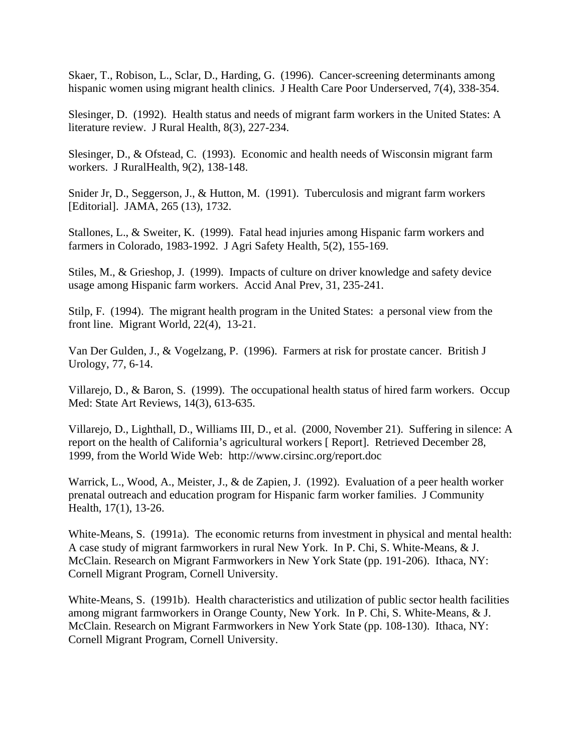Skaer, T., Robison, L., Sclar, D., Harding, G. (1996). Cancer-screening determinants among hispanic women using migrant health clinics. J Health Care Poor Underserved, 7(4), 338-354.

Slesinger, D. (1992). Health status and needs of migrant farm workers in the United States: A literature review. J Rural Health, 8(3), 227-234.

Slesinger, D., & Ofstead, C. (1993). Economic and health needs of Wisconsin migrant farm workers. J RuralHealth, 9(2), 138-148.

Snider Jr, D., Seggerson, J., & Hutton, M. (1991). Tuberculosis and migrant farm workers [Editorial]. JAMA, 265 (13), 1732.

Stallones, L., & Sweiter, K. (1999). Fatal head injuries among Hispanic farm workers and farmers in Colorado, 1983-1992. J Agri Safety Health, 5(2), 155-169.

Stiles, M., & Grieshop, J. (1999). Impacts of culture on driver knowledge and safety device usage among Hispanic farm workers. Accid Anal Prev, 31, 235-241.

Stilp, F. (1994). The migrant health program in the United States: a personal view from the front line. Migrant World, 22(4), 13-21.

Van Der Gulden, J., & Vogelzang, P. (1996). Farmers at risk for prostate cancer. British J Urology, 77, 6-14.

Villarejo, D., & Baron, S. (1999). The occupational health status of hired farm workers. Occup Med: State Art Reviews, 14(3), 613-635.

Villarejo, D., Lighthall, D., Williams III, D., et al. (2000, November 21). Suffering in silence: A report on the health of California's agricultural workers [ Report]. Retrieved December 28, 1999, from the World Wide Web: http://www.cirsinc.org/report.doc

Warrick, L., Wood, A., Meister, J., & de Zapien, J. (1992). Evaluation of a peer health worker prenatal outreach and education program for Hispanic farm worker families. J Community Health, 17(1), 13-26.

White-Means, S. (1991a). The economic returns from investment in physical and mental health: A case study of migrant farmworkers in rural New York. In P. Chi, S. White-Means, & J. McClain. Research on Migrant Farmworkers in New York State (pp. 191-206). Ithaca, NY: Cornell Migrant Program, Cornell University.

White-Means, S. (1991b). Health characteristics and utilization of public sector health facilities among migrant farmworkers in Orange County, New York. In P. Chi, S. White-Means, & J. McClain. Research on Migrant Farmworkers in New York State (pp. 108-130). Ithaca, NY: Cornell Migrant Program, Cornell University.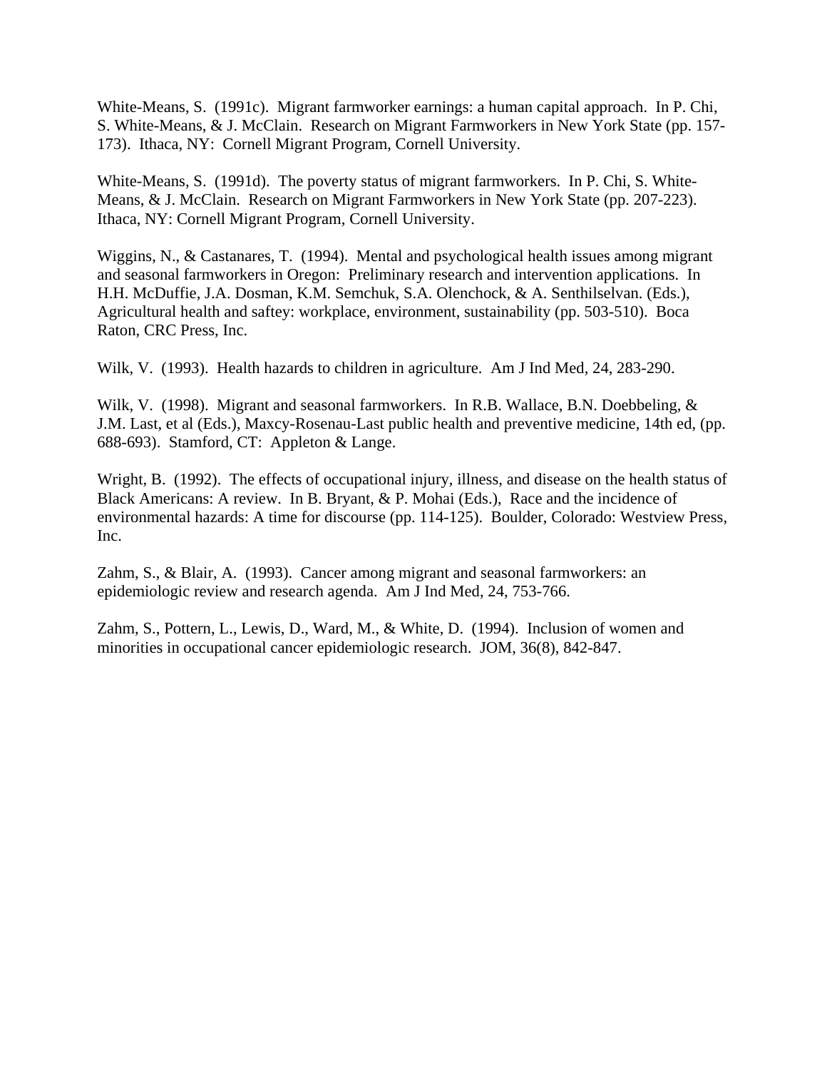White-Means, S. (1991c). Migrant farmworker earnings: a human capital approach. In P. Chi, S. White-Means, & J. McClain. Research on Migrant Farmworkers in New York State (pp. 157-173). Ithaca, NY: Cornell Migrant Program, Cornell University.

White-Means, S. (1991d). The poverty status of migrant farmworkers. In P. Chi, S. White-Means, & J. McClain. Research on Migrant Farmworkers in New York State (pp. 207-223). Ithaca, NY: Cornell Migrant Program, Cornell University.

Wiggins, N., & Castanares, T. (1994). Mental and psychological health issues among migrant and seasonal farmworkers in Oregon: Preliminary research and intervention applications. In H.H. McDuffie, J.A. Dosman, K.M. Semchuk, S.A. Olenchock, & A. Senthilselvan. (Eds.), Agricultural health and saftey: workplace, environment, sustainability (pp. 503-510). Boca Raton, CRC Press, Inc.

Wilk, V. (1993). Health hazards to children in agriculture. Am J Ind Med, 24, 283-290.

Wilk, V. (1998). Migrant and seasonal farmworkers. In R.B. Wallace, B.N. Doebbeling, & J.M. Last, et al (Eds.), Maxcy-Rosenau-Last public health and preventive medicine, 14th ed, (pp. 688-693). Stamford, CT: Appleton & Lange.

Wright, B. (1992). The effects of occupational injury, illness, and disease on the health status of Black Americans: A review. In B. Bryant, & P. Mohai (Eds.), Race and the incidence of environmental hazards: A time for discourse (pp. 114-125). Boulder, Colorado: Westview Press, Inc.

Zahm, S., & Blair, A. (1993). Cancer among migrant and seasonal farmworkers: an epidemiologic review and research agenda. Am J Ind Med, 24, 753-766.

Zahm, S., Pottern, L., Lewis, D., Ward, M., & White, D. (1994). Inclusion of women and minorities in occupational cancer epidemiologic research. JOM, 36(8), 842-847.